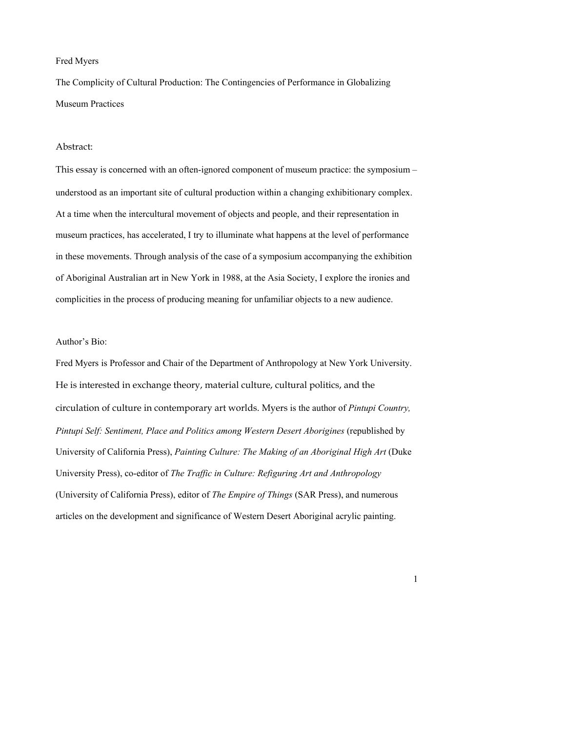Fred Myers

# The Complicity of Cultural Production: The Contingencies of Performance in Globalizing Museum Practices

Abstract:

This essay is concerned with an often-ignored component of museum practice: the symposium – understood as an important site of cultural production within a changing exhibitionary complex. At a time when the intercultural movement of objects and people, and their representation in museum practices, has accelerated, I try to illuminate what happens at the level of performance in these movements. Through analysis of the case of a symposium accompanying the exhibition of Aboriginal Australian art in New York in 1988, at the Asia Society, I explore the ironies and complicities in the process of producing meaning for unfamiliar objects to a new audience.

Author's Bio:

Fred Myers is Professor and Chair of the Department of Anthropology at New York University. He is interested in exchange theory, material culture, cultural politics, and the circulation of culture in contemporary art worlds. Myers is the author of *Pintupi Country, Pintupi Self: Sentiment, Place and Politics among Western Desert Aborigines* (republished by University of California Press), *Painting Culture: The Making of an Aboriginal High Art* (Duke University Press), co-editor of *The Traffic in Culture: Refiguring Art and Anthropology* (University of California Press), editor of *The Empire of Things* (SAR Press), and numerous articles on the development and significance of Western Desert Aboriginal acrylic painting.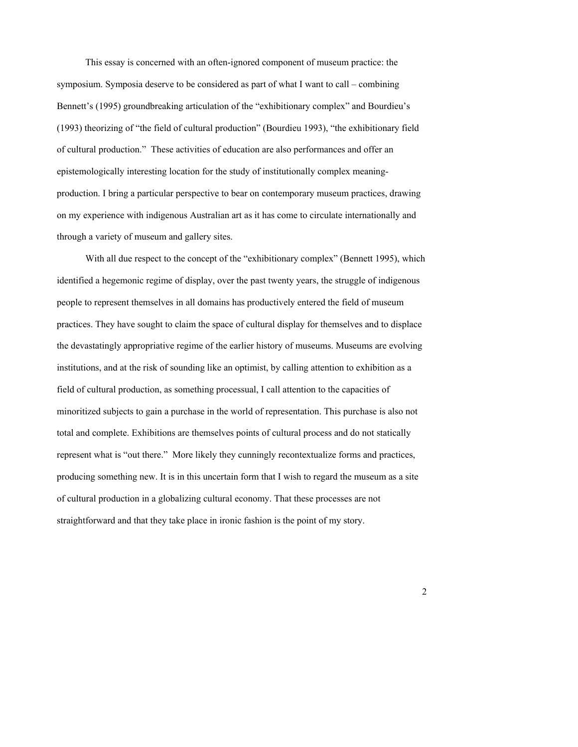This essay is concerned with an often-ignored component of museum practice: the symposium. Symposia deserve to be considered as part of what I want to call – combining Bennett's (1995) groundbreaking articulation of the "exhibitionary complex" and Bourdieu's (1993) theorizing of "the field of cultural production" (Bourdieu 1993), "the exhibitionary field of cultural production." These activities of education are also performances and offer an epistemologically interesting location for the study of institutionally complex meaning-production. I bring a particular perspective to bear on contemporary museum practices, drawing on my experience with indigenous Australian art as it has come to circulate internationally and through a variety of museum and gallery sites.

With all due respect to the concept of the "exhibitionary complex" (Bennett 1995), which identified a hegemonic regime of display, over the past twenty years, the struggle of indigenous people to represent themselves in all domains has productively entered the field of museum practices. They have sought to claim the space of cultural display for themselves and to displace the devastatingly appropriative regime of the earlier history of museums. Museums are evolving institutions, and at the risk of sounding like an optimist, by calling attention to exhibition as a field of cultural production, as something processual, I call attention to the capacities of minoritized subjects to gain a purchase in the world of representation. This purchase is also not total and complete. Exhibitions are themselves points of cultural process and do not statically represent what is "out there." More likely they cunningly recontextualize forms and practices, producing something new. It is in this uncertain form that I wish to regard the museum as a site of cultural production in a globalizing cultural economy. That these processes are not straightforward and that they take place in ironic fashion is the point of my story.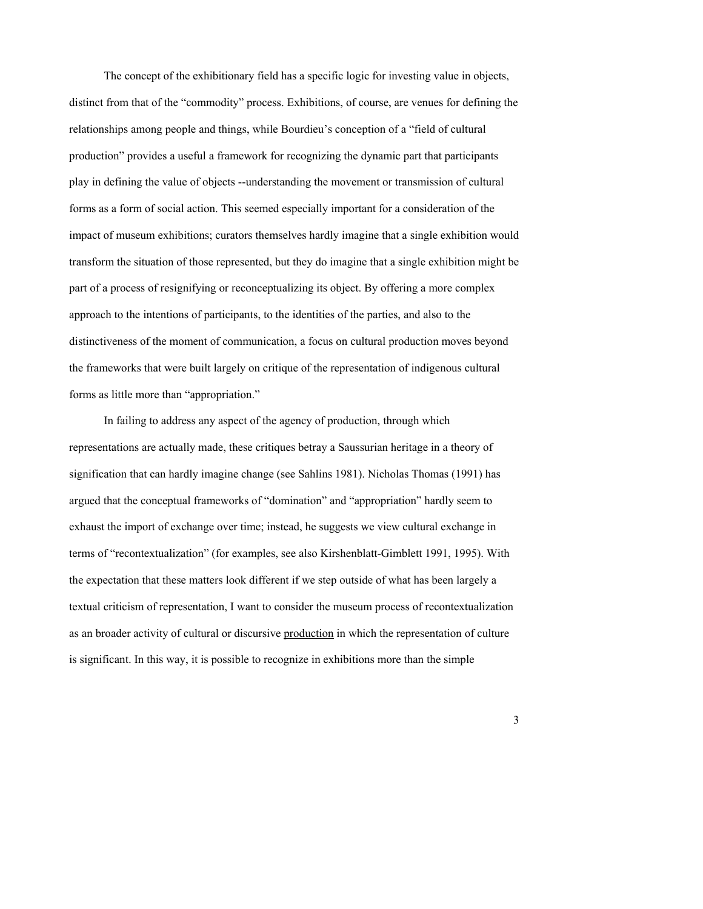The concept of the exhibitionary field has a specific logic for investing value in objects, distinct from that of the "commodity" process. Exhibitions, of course, are venues for defining the relationships among people and things, while Bourdieu's conception of a "field of cultural production" provides a useful a framework for recognizing the dynamic part that participants play in defining the value of objects --understanding the movement or transmission of cultural forms as a form of social action. This seemed especially important for a consideration of the impact of museum exhibitions; curators themselves hardly imagine that a single exhibition would transform the situation of those represented, but they do imagine that a single exhibition might be part of a process of resignifying or reconceptualizing its object. By offering a more complex approach to the intentions of participants, to the identities of the parties, and also to the distinctiveness of the moment of communication, a focus on cultural production moves beyond the frameworks that were built largely on critique of the representation of indigenous cultural forms as little more than "appropriation."

In failing to address any aspect of the agency of production, through which representations are actually made, these critiques betray a Saussurian heritage in a theory of signification that can hardly imagine change (see Sahlins 1981). Nicholas Thomas (1991) has argued that the conceptual frameworks of "domination" and "appropriation" hardly seem to exhaust the import of exchange over time; instead, he suggests we view cultural exchange in terms of "recontextualization" (for examples, see also Kirshenblatt-Gimblett 1991, 1995). With the expectation that these matters look different if we step outside of what has been largely a textual criticism of representation, I want to consider the museum process of recontextualization as an broader activity of cultural or discursive <u>production</u> in which the representation of culture is significant. In this way, it is possible to recognize in exhibitions more than the simple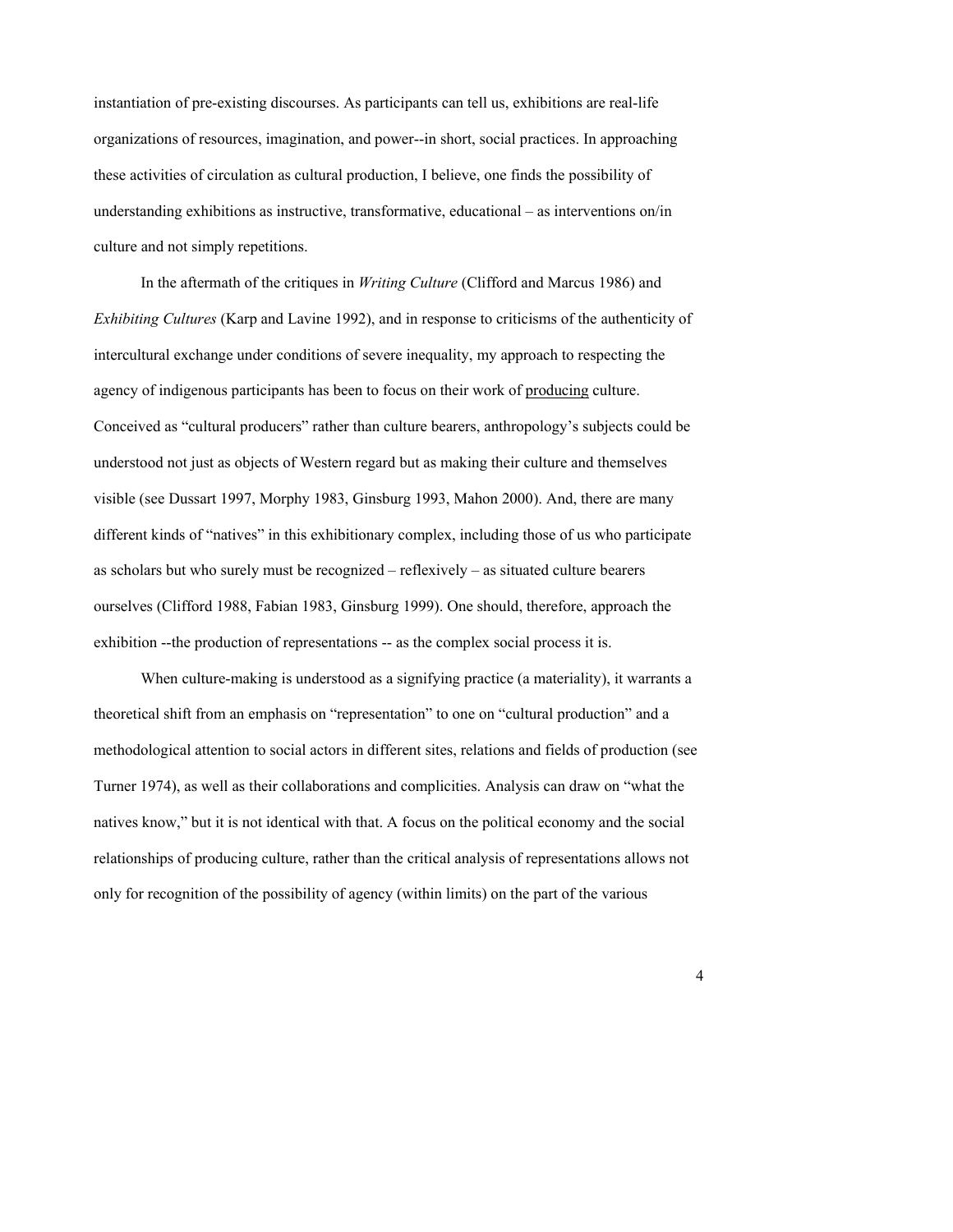instantiation of pre-existing discourses. As participants can tell us, exhibitions are real-life organizations of resources, imagination, and power--in short, social practices. In approaching these activities of circulation as cultural production, I believe, one finds the possibility of understanding exhibitions as instructive, transformative, educational – as interventions on/in culture and not simply repetitions.

In the aftermath of the critiques in *Writing Culture* (Clifford and Marcus 1986) and *Exhibiting Cultures* (Karp and Lavine 1992), and in response to criticisms of the authenticity of intercultural exchange under conditions of severe inequality, my approach to respecting the agency of indigenous participants has been to focus on their work of producing culture. Conceived as "cultural producers" rather than culture bearers, anthropology's subjects could be understood not just as objects of Western regard but as making their culture and themselves visible (see Dussart 1997, Morphy 1983, Ginsburg 1993, Mahon 2000). And, there are many different kinds of "natives" in this exhibitionary complex, including those of us who participate as scholars but who surely must be recognized – reflexively – as situated culture bearers ourselves (Clifford 1988, Fabian 1983, Ginsburg 1999). One should, therefore, approach the exhibition --the production of representations -- as the complex social process it is.

When culture-making is understood as a signifying practice (a materiality), it warrants a theoretical shift from an emphasis on "representation" to one on "cultural production" and a methodological attention to social actors in different sites, relations and fields of production (see Turner 1974), as well as their collaborations and complicities. Analysis can draw on "what the natives know," but it is not identical with that. A focus on the political economy and the social relationships of producing culture, rather than the critical analysis of representations allows not only for recognition of the possibility of agency (within limits) on the part of the various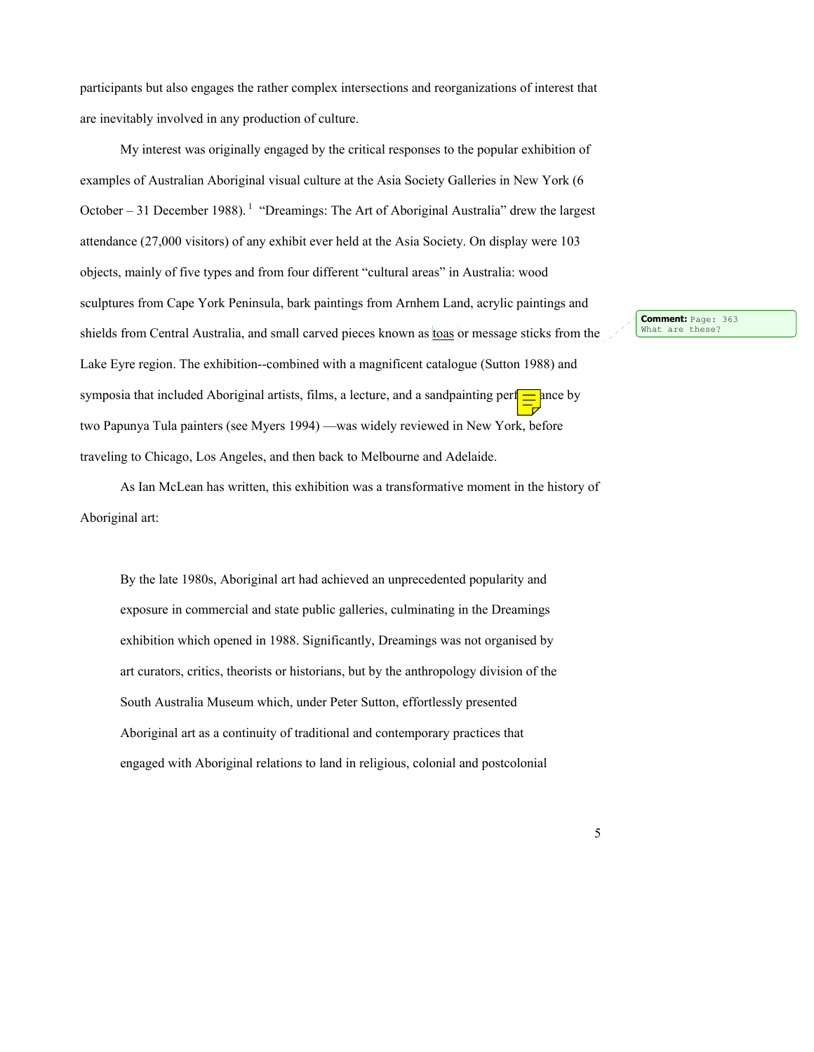participants but also engages the rather complex intersections and reorganizations of interest that are inevitably involved in any production of culture.

My interest was originally engaged by the critical responses to the popular exhibition of examples of Australian Aboriginal visual culture at the Asia Society Galleries in New York (6 October – 31 December 1988).[1] "Dreamings: The Art of Aboriginal Australia" drew the largest attendance (27,000 visitors) of any exhibit ever held at the Asia Society. On display were 103 objects, mainly of five types and from four different "cultural areas" in Australia: wood sculptures from Cape York Peninsula, bark paintings from Arnhem Land, acrylic paintings and shields from Central Australia, and small carved pieces known as toas or message sticks from the Lake Eyre region. The exhibition--combined with a magnificent catalogue (Sutton 1988) and symposia that included Aboriginal artists, films, a lecture, and a sandpainting performance by two Papunya Tula painters (see Myers 1994) —was widely reviewed in New York, before traveling to Chicago, Los Angeles, and then back to Melbourne and Adelaide.

As Ian McLean has written, this exhibition was a transformative moment in the history of Aboriginal art:

> By the late 1980s, Aboriginal art had achieved an unprecedented popularity and exposure in commercial and state public galleries, culminating in the Dreamings exhibition which opened in 1988. Significantly, Dreamings was not organised by art curators, critics, theorists or historians, but by the anthropology division of the South Australia Museum which, under Peter Sutton, effortlessly presented Aboriginal art as a continuity of traditional and contemporary practices that engaged with Aboriginal relations to land in religious, colonial and postcolonial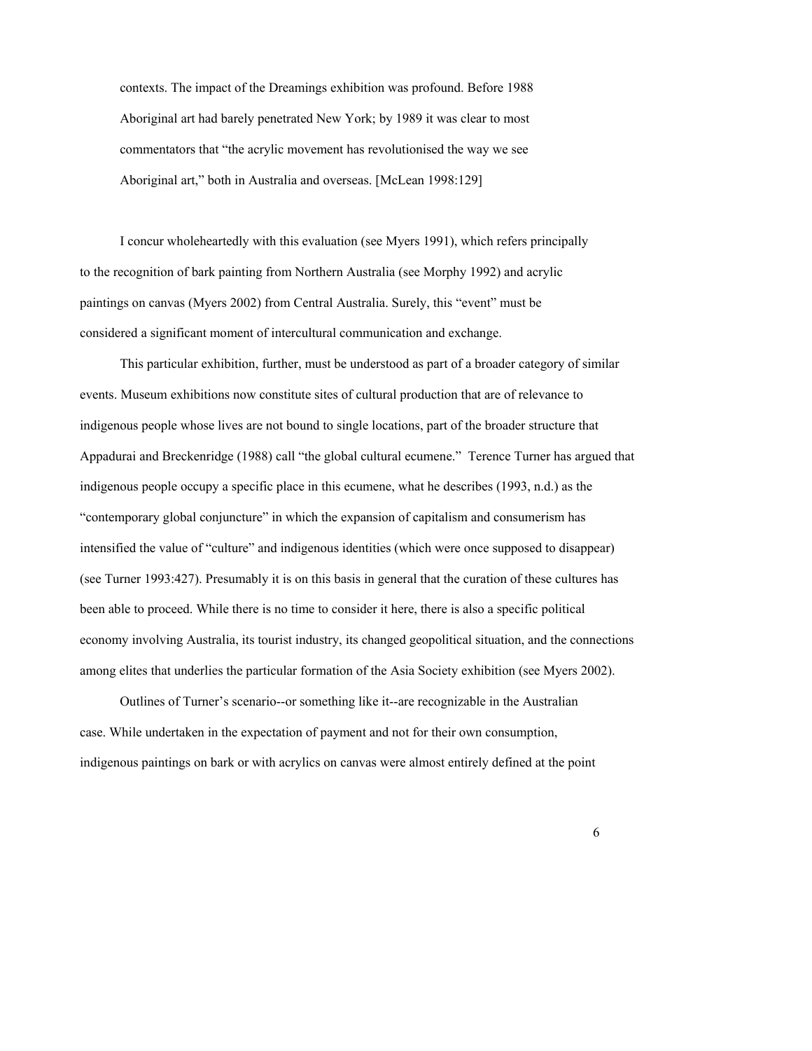> contexts. The impact of the Dreamings exhibition was profound. Before 1988 Aboriginal art had barely penetrated New York; by 1989 it was clear to most commentators that "the acrylic movement has revolutionised the way we see Aboriginal art," both in Australia and overseas. [McLean 1998:129]

I concur wholeheartedly with this evaluation (see Myers 1991), which refers principally to the recognition of bark painting from Northern Australia (see Morphy 1992) and acrylic paintings on canvas (Myers 2002) from Central Australia. Surely, this "event" must be considered a significant moment of intercultural communication and exchange.

This particular exhibition, further, must be understood as part of a broader category of similar events. Museum exhibitions now constitute sites of cultural production that are of relevance to indigenous people whose lives are not bound to single locations, part of the broader structure that Appadurai and Breckenridge (1988) call "the global cultural ecumene." Terence Turner has argued that indigenous people occupy a specific place in this ecumene, what he describes (1993, n.d.) as the "contemporary global conjuncture" in which the expansion of capitalism and consumerism has intensified the value of "culture" and indigenous identities (which were once supposed to disappear) (see Turner 1993:427). Presumably it is on this basis in general that the curation of these cultures has been able to proceed. While there is no time to consider it here, there is also a specific political economy involving Australia, its tourist industry, its changed geopolitical situation, and the connections among elites that underlies the particular formation of the Asia Society exhibition (see Myers 2002).

Outlines of Turner's scenario--or something like it--are recognizable in the Australian case. While undertaken in the expectation of payment and not for their own consumption, indigenous paintings on bark or with acrylics on canvas were almost entirely defined at the point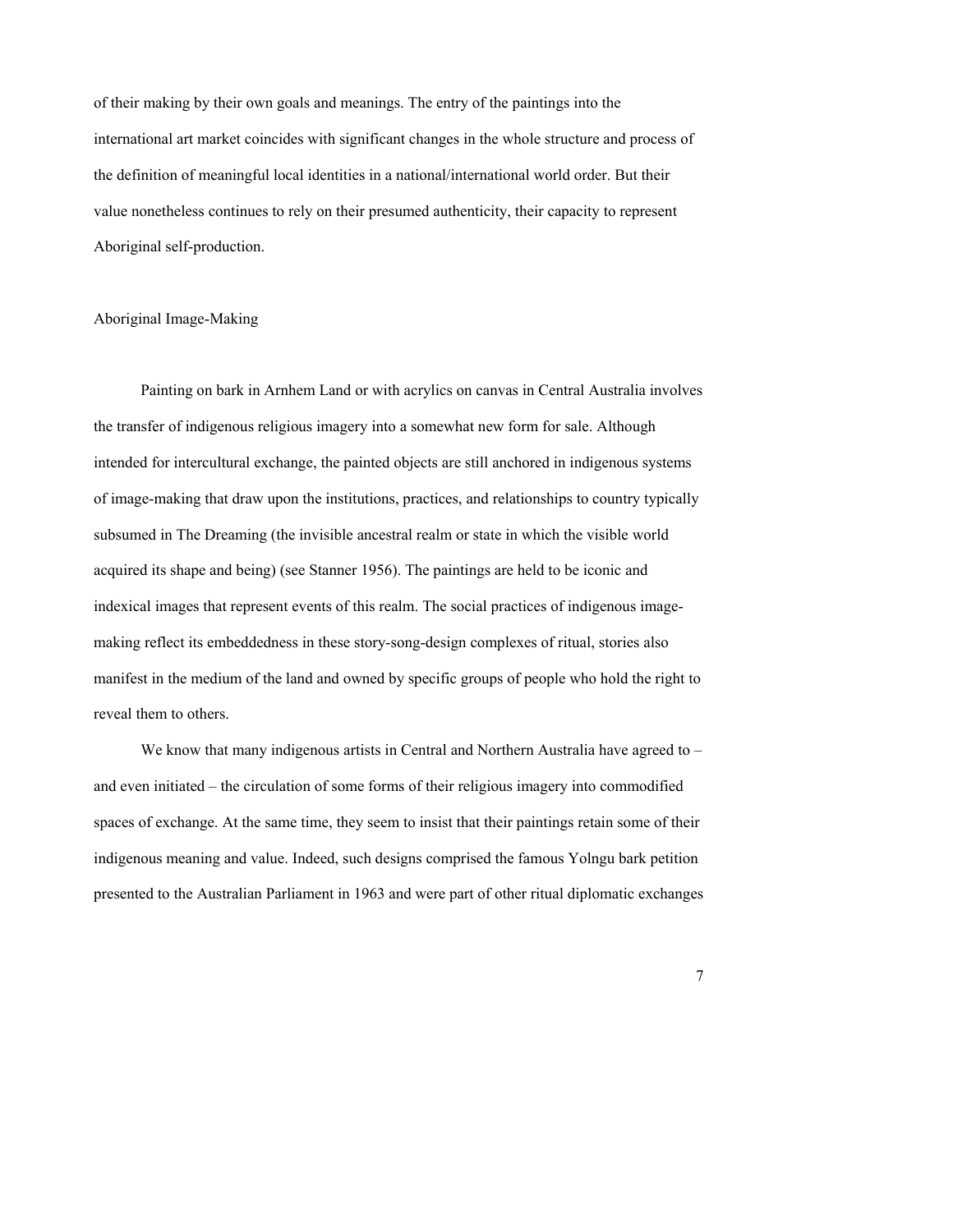of their making by their own goals and meanings. The entry of the paintings into the international art market coincides with significant changes in the whole structure and process of the definition of meaningful local identities in a national/international world order. But their value nonetheless continues to rely on their presumed authenticity, their capacity to represent Aboriginal self-production.

## Aboriginal Image-Making

Painting on bark in Arnhem Land or with acrylics on canvas in Central Australia involves the transfer of indigenous religious imagery into a somewhat new form for sale. Although intended for intercultural exchange, the painted objects are still anchored in indigenous systems of image-making that draw upon the institutions, practices, and relationships to country typically subsumed in The Dreaming (the invisible ancestral realm or state in which the visible world acquired its shape and being) (see Stanner 1956). The paintings are held to be iconic and indexical images that represent events of this realm. The social practices of indigenous image-making reflect its embeddedness in these story-song-design complexes of ritual, stories also manifest in the medium of the land and owned by specific groups of people who hold the right to reveal them to others.

We know that many indigenous artists in Central and Northern Australia have agreed to – and even initiated – the circulation of some forms of their religious imagery into commodified spaces of exchange. At the same time, they seem to insist that their paintings retain some of their indigenous meaning and value. Indeed, such designs comprised the famous Yolngu bark petition presented to the Australian Parliament in 1963 and were part of other ritual diplomatic exchanges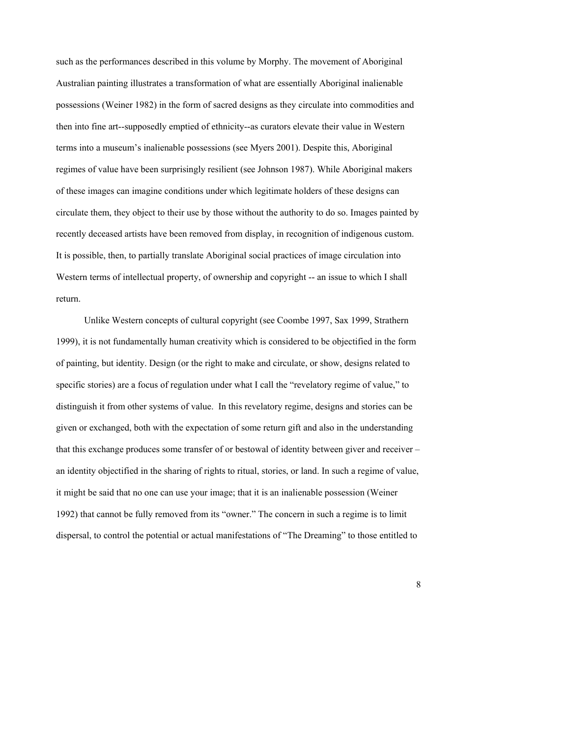such as the performances described in this volume by Morphy. The movement of Aboriginal Australian painting illustrates a transformation of what are essentially Aboriginal inalienable possessions (Weiner 1982) in the form of sacred designs as they circulate into commodities and then into fine art--supposedly emptied of ethnicity--as curators elevate their value in Western terms into a museum's inalienable possessions (see Myers 2001). Despite this, Aboriginal regimes of value have been surprisingly resilient (see Johnson 1987). While Aboriginal makers of these images can imagine conditions under which legitimate holders of these designs can circulate them, they object to their use by those without the authority to do so. Images painted by recently deceased artists have been removed from display, in recognition of indigenous custom. It is possible, then, to partially translate Aboriginal social practices of image circulation into Western terms of intellectual property, of ownership and copyright -- an issue to which I shall return.

Unlike Western concepts of cultural copyright (see Coombe 1997, Sax 1999, Strathern 1999), it is not fundamentally human creativity which is considered to be objectified in the form of painting, but identity. Design (or the right to make and circulate, or show, designs related to specific stories) are a focus of regulation under what I call the "revelatory regime of value," to distinguish it from other systems of value. In this revelatory regime, designs and stories can be given or exchanged, both with the expectation of some return gift and also in the understanding that this exchange produces some transfer of or bestowal of identity between giver and receiver – an identity objectified in the sharing of rights to ritual, stories, or land. In such a regime of value, it might be said that no one can use your image; that it is an inalienable possession (Weiner 1992) that cannot be fully removed from its "owner." The concern in such a regime is to limit dispersal, to control the potential or actual manifestations of "The Dreaming" to those entitled to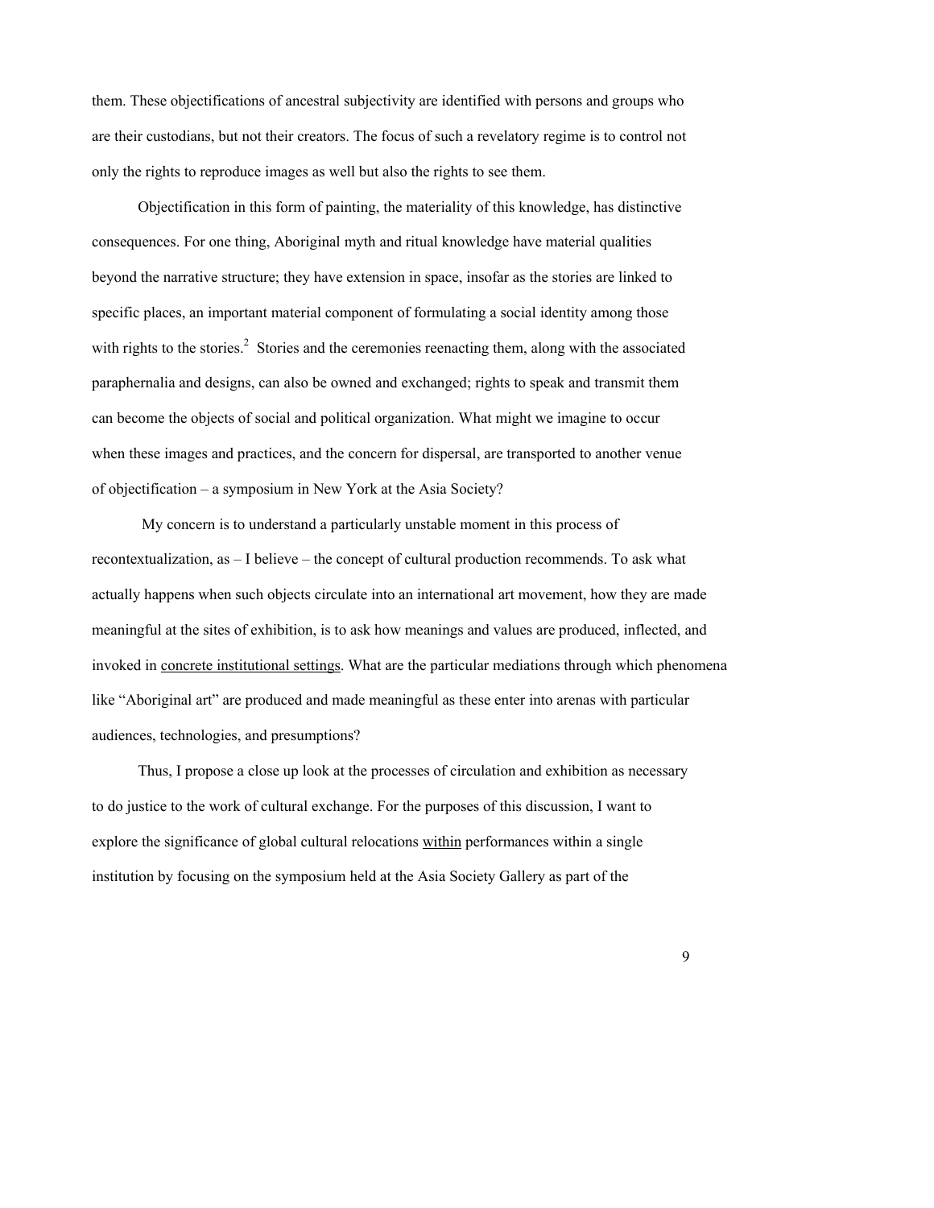them. These objectifications of ancestral subjectivity are identified with persons and groups who are their custodians, but not their creators. The focus of such a revelatory regime is to control not only the rights to reproduce images as well but also the rights to see them.

Objectification in this form of painting, the materiality of this knowledge, has distinctive consequences. For one thing, Aboriginal myth and ritual knowledge have material qualities beyond the narrative structure; they have extension in space, insofar as the stories are linked to specific places, an important material component of formulating a social identity among those with rights to the stories.[2] Stories and the ceremonies reenacting them, along with the associated paraphernalia and designs, can also be owned and exchanged; rights to speak and transmit them can become the objects of social and political organization. What might we imagine to occur when these images and practices, and the concern for dispersal, are transported to another venue of objectification – a symposium in New York at the Asia Society?

My concern is to understand a particularly unstable moment in this process of recontextualization, as – I believe – the concept of cultural production recommends. To ask what actually happens when such objects circulate into an international art movement, how they are made meaningful at the sites of exhibition, is to ask how meanings and values are produced, inflected, and invoked in <u>concrete institutional settings</u>. What are the particular mediations through which phenomena like "Aboriginal art" are produced and made meaningful as these enter into arenas with particular audiences, technologies, and presumptions?

Thus, I propose a close up look at the processes of circulation and exhibition as necessary to do justice to the work of cultural exchange. For the purposes of this discussion, I want to explore the significance of global cultural relocations <u>within</u> performances within a single institution by focusing on the symposium held at the Asia Society Gallery as part of the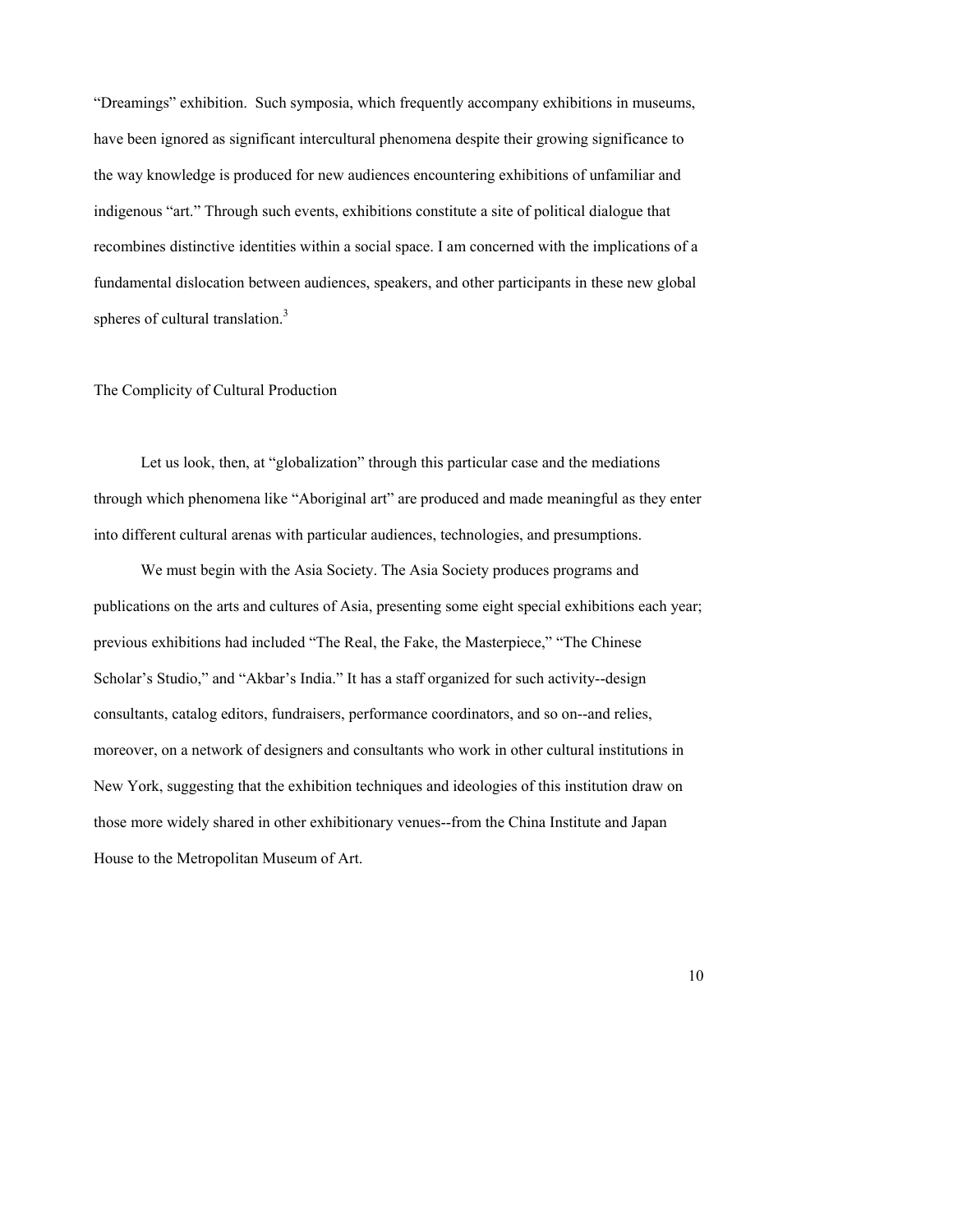"Dreamings" exhibition. Such symposia, which frequently accompany exhibitions in museums, have been ignored as significant intercultural phenomena despite their growing significance to the way knowledge is produced for new audiences encountering exhibitions of unfamiliar and indigenous "art." Through such events, exhibitions constitute a site of political dialogue that recombines distinctive identities within a social space. I am concerned with the implications of a fundamental dislocation between audiences, speakers, and other participants in these new global spheres of cultural translation.[3]

## The Complicity of Cultural Production

Let us look, then, at "globalization" through this particular case and the mediations through which phenomena like "Aboriginal art" are produced and made meaningful as they enter into different cultural arenas with particular audiences, technologies, and presumptions.

We must begin with the Asia Society. The Asia Society produces programs and publications on the arts and cultures of Asia, presenting some eight special exhibitions each year; previous exhibitions had included "The Real, the Fake, the Masterpiece," "The Chinese Scholar's Studio," and "Akbar's India." It has a staff organized for such activity--design consultants, catalog editors, fundraisers, performance coordinators, and so on--and relies, moreover, on a network of designers and consultants who work in other cultural institutions in New York, suggesting that the exhibition techniques and ideologies of this institution draw on those more widely shared in other exhibitionary venues--from the China Institute and Japan House to the Metropolitan Museum of Art.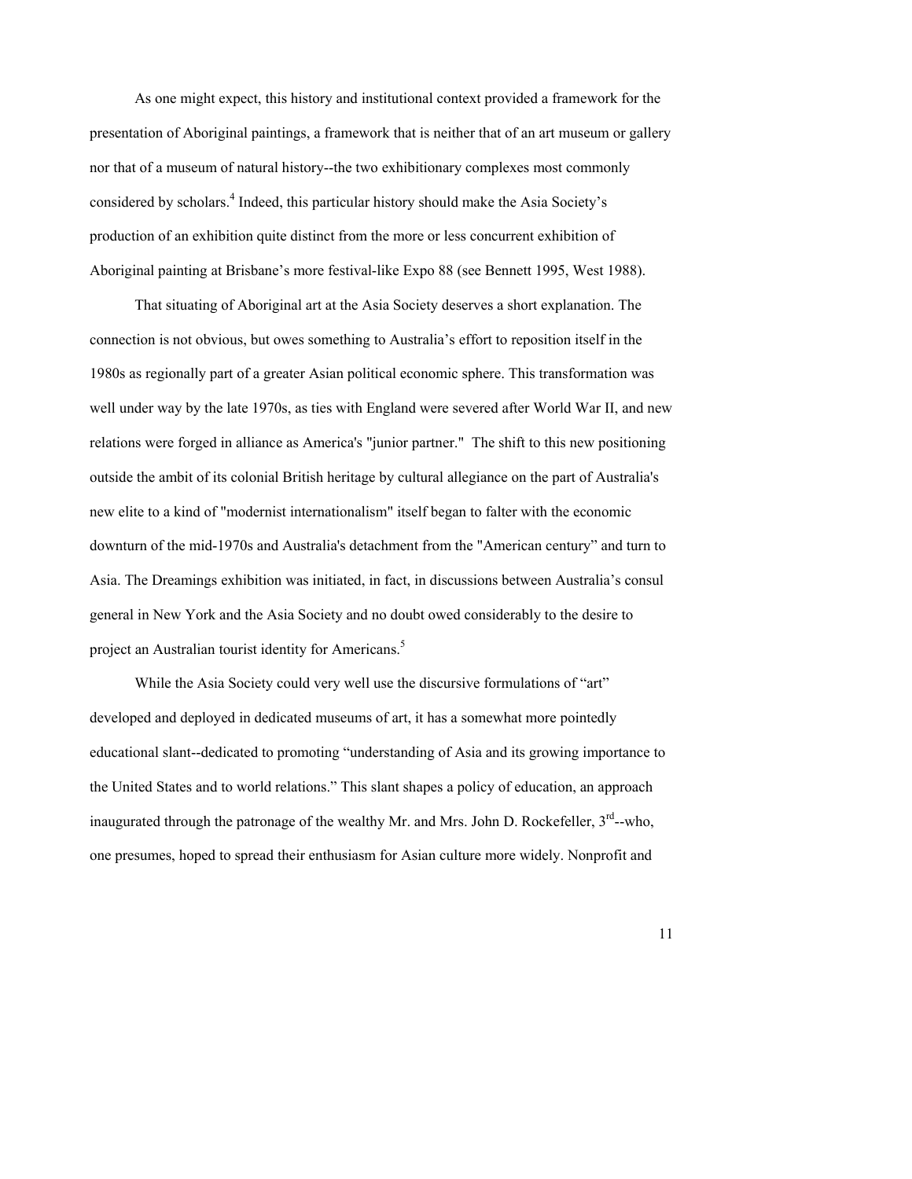As one might expect, this history and institutional context provided a framework for the presentation of Aboriginal paintings, a framework that is neither that of an art museum or gallery nor that of a museum of natural history--the two exhibitionary complexes most commonly considered by scholars.[4] Indeed, this particular history should make the Asia Society's production of an exhibition quite distinct from the more or less concurrent exhibition of Aboriginal painting at Brisbane's more festival-like Expo 88 (see Bennett 1995, West 1988).

That situating of Aboriginal art at the Asia Society deserves a short explanation. The connection is not obvious, but owes something to Australia's effort to reposition itself in the 1980s as regionally part of a greater Asian political economic sphere. This transformation was well under way by the late 1970s, as ties with England were severed after World War II, and new relations were forged in alliance as America's "junior partner." The shift to this new positioning outside the ambit of its colonial British heritage by cultural allegiance on the part of Australia's new elite to a kind of "modernist internationalism" itself began to falter with the economic downturn of the mid-1970s and Australia's detachment from the "American century" and turn to Asia. The Dreamings exhibition was initiated, in fact, in discussions between Australia's consul general in New York and the Asia Society and no doubt owed considerably to the desire to project an Australian tourist identity for Americans.[5]

While the Asia Society could very well use the discursive formulations of "art" developed and deployed in dedicated museums of art, it has a somewhat more pointedly educational slant--dedicated to promoting "understanding of Asia and its growing importance to the United States and to world relations." This slant shapes a policy of education, an approach inaugurated through the patronage of the wealthy Mr. and Mrs. John D. Rockefeller, 3rd--who, one presumes, hoped to spread their enthusiasm for Asian culture more widely. Nonprofit and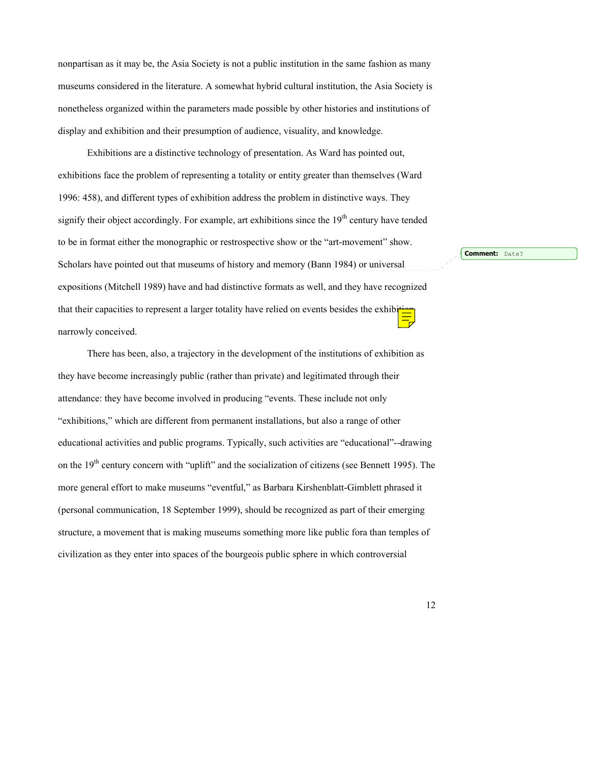nonpartisan as it may be, the Asia Society is not a public institution in the same fashion as many museums considered in the literature. A somewhat hybrid cultural institution, the Asia Society is nonetheless organized within the parameters made possible by other histories and institutions of display and exhibition and their presumption of audience, visuality, and knowledge.

Exhibitions are a distinctive technology of presentation. As Ward has pointed out, exhibitions face the problem of representing a totality or entity greater than themselves (Ward 1996: 458), and different types of exhibition address the problem in distinctive ways. They signify their object accordingly. For example, art exhibitions since the 19th century have tended to be in format either the monographic or restrospective show or the "art-movement" show. Scholars have pointed out that museums of history and memory (Bann 1984) or universal expositions (Mitchell 1989) have and had distinctive formats as well, and they have recognized that their capacities to represent a larger totality have relied on events besides the exhibition narrowly conceived.

There has been, also, a trajectory in the development of the institutions of exhibition as they have become increasingly public (rather than private) and legitimated through their attendance: they have become involved in producing "events. These include not only "exhibitions," which are different from permanent installations, but also a range of other educational activities and public programs. Typically, such activities are "educational"--drawing on the 19th century concern with "uplift" and the socialization of citizens (see Bennett 1995). The more general effort to make museums "eventful," as Barbara Kirshenblatt-Gimblett phrased it (personal communication, 18 September 1999), should be recognized as part of their emerging structure, a movement that is making museums something more like public fora than temples of civilization as they enter into spaces of the bourgeois public sphere in which controversial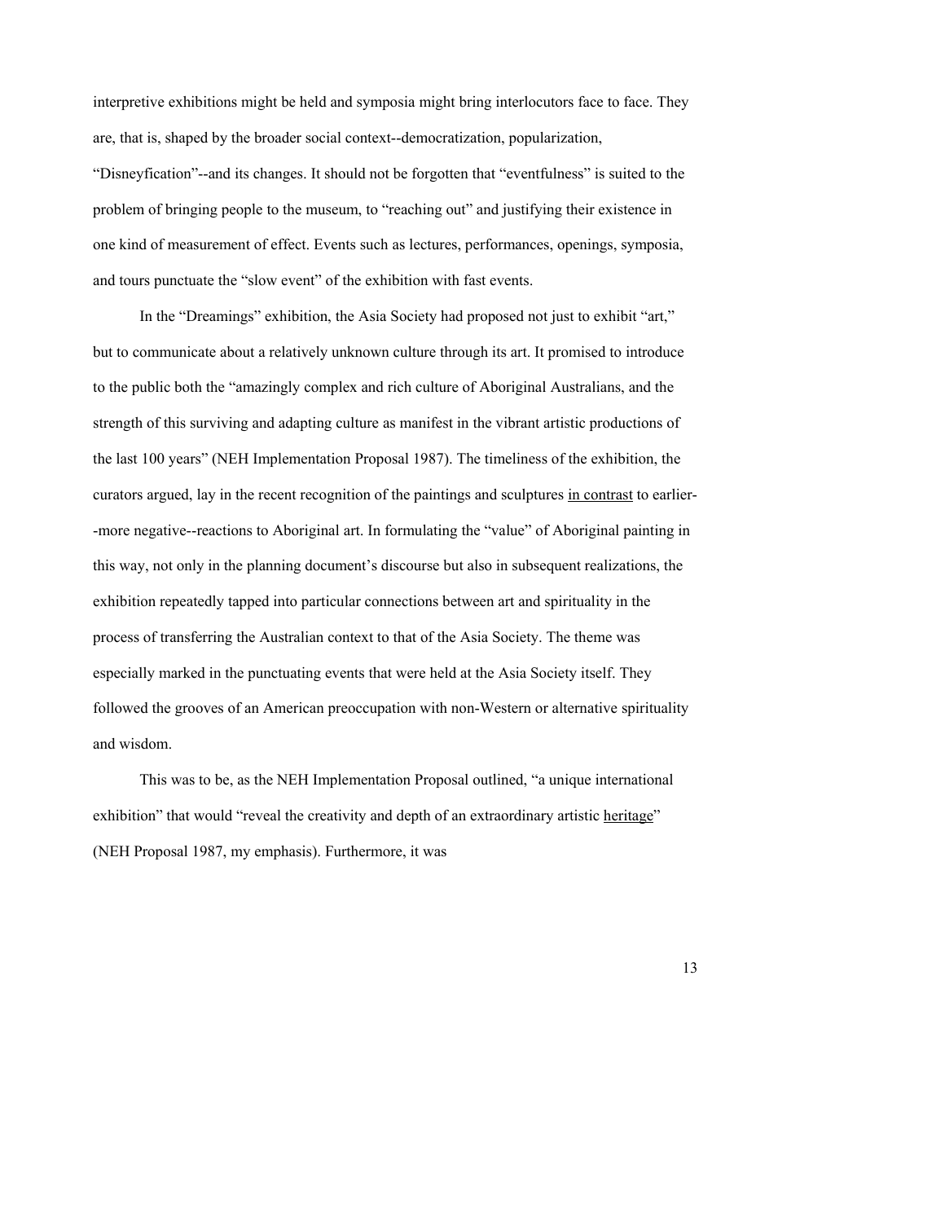interpretive exhibitions might be held and symposia might bring interlocutors face to face. They are, that is, shaped by the broader social context--democratization, popularization, "Disneyfication"--and its changes. It should not be forgotten that "eventfulness" is suited to the problem of bringing people to the museum, to "reaching out" and justifying their existence in one kind of measurement of effect. Events such as lectures, performances, openings, symposia, and tours punctuate the "slow event" of the exhibition with fast events.

In the "Dreamings" exhibition, the Asia Society had proposed not just to exhibit "art," but to communicate about a relatively unknown culture through its art. It promised to introduce to the public both the "amazingly complex and rich culture of Aboriginal Australians, and the strength of this surviving and adapting culture as manifest in the vibrant artistic productions of the last 100 years" (NEH Implementation Proposal 1987). The timeliness of the exhibition, the curators argued, lay in the recent recognition of the paintings and sculptures <u>in contrast</u> to earlier--more negative--reactions to Aboriginal art. In formulating the "value" of Aboriginal painting in this way, not only in the planning document's discourse but also in subsequent realizations, the exhibition repeatedly tapped into particular connections between art and spirituality in the process of transferring the Australian context to that of the Asia Society. The theme was especially marked in the punctuating events that were held at the Asia Society itself. They followed the grooves of an American preoccupation with non-Western or alternative spirituality and wisdom.

This was to be, as the NEH Implementation Proposal outlined, "a unique international exhibition" that would "reveal the creativity and depth of an extraordinary artistic <u>heritage</u>" (NEH Proposal 1987, my emphasis). Furthermore, it was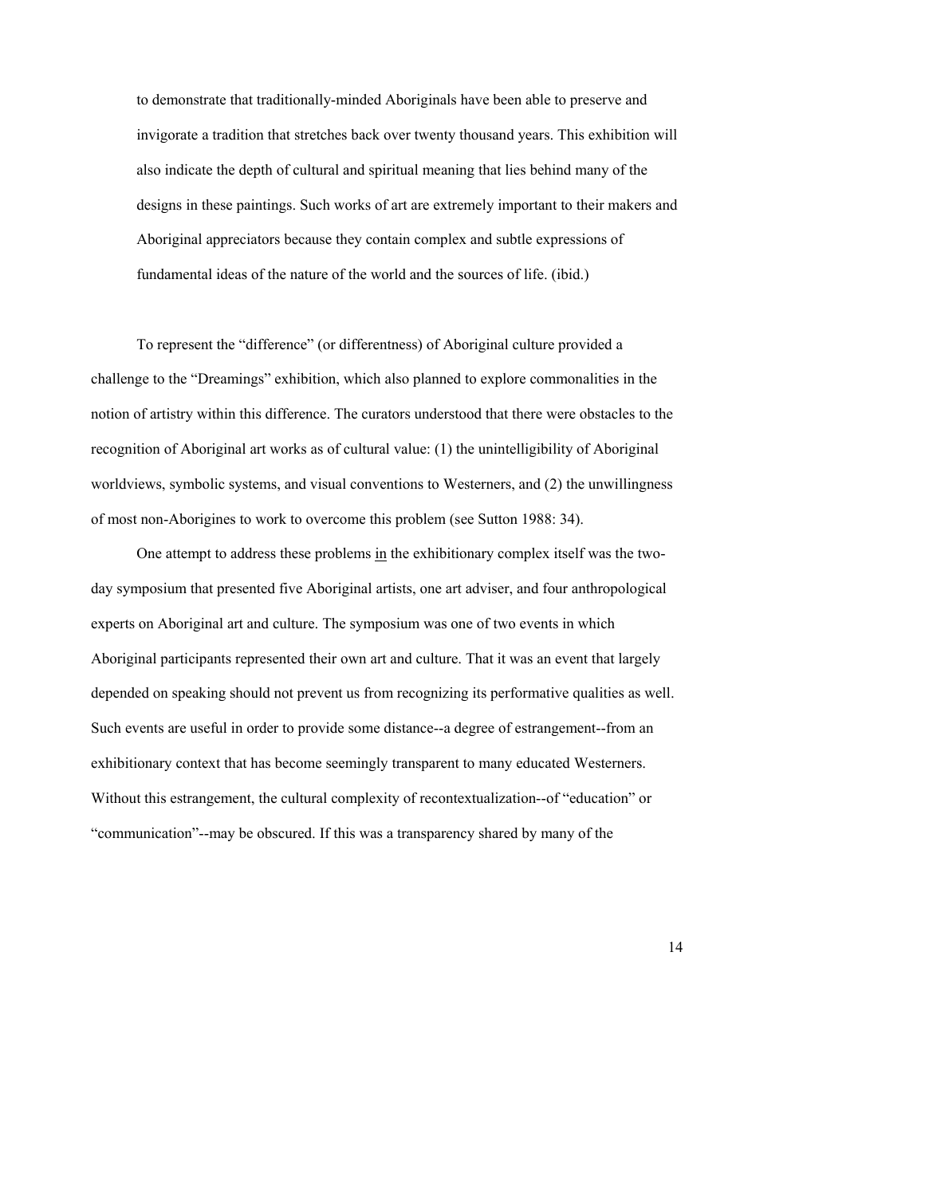> to demonstrate that traditionally-minded Aboriginals have been able to preserve and invigorate a tradition that stretches back over twenty thousand years. This exhibition will also indicate the depth of cultural and spiritual meaning that lies behind many of the designs in these paintings. Such works of art are extremely important to their makers and Aboriginal appreciators because they contain complex and subtle expressions of fundamental ideas of the nature of the world and the sources of life. (ibid.)

To represent the "difference" (or differentness) of Aboriginal culture provided a challenge to the "Dreamings" exhibition, which also planned to explore commonalities in the notion of artistry within this difference. The curators understood that there were obstacles to the recognition of Aboriginal art works as of cultural value: (1) the unintelligibility of Aboriginal worldviews, symbolic systems, and visual conventions to Westerners, and (2) the unwillingness of most non-Aborigines to work to overcome this problem (see Sutton 1988: 34).

One attempt to address these problems <u>in</u> the exhibitionary complex itself was the two-day symposium that presented five Aboriginal artists, one art adviser, and four anthropological experts on Aboriginal art and culture. The symposium was one of two events in which Aboriginal participants represented their own art and culture. That it was an event that largely depended on speaking should not prevent us from recognizing its performative qualities as well. Such events are useful in order to provide some distance--a degree of estrangement--from an exhibitionary context that has become seemingly transparent to many educated Westerners. Without this estrangement, the cultural complexity of recontextualization--of "education" or "communication"--may be obscured. If this was a transparency shared by many of the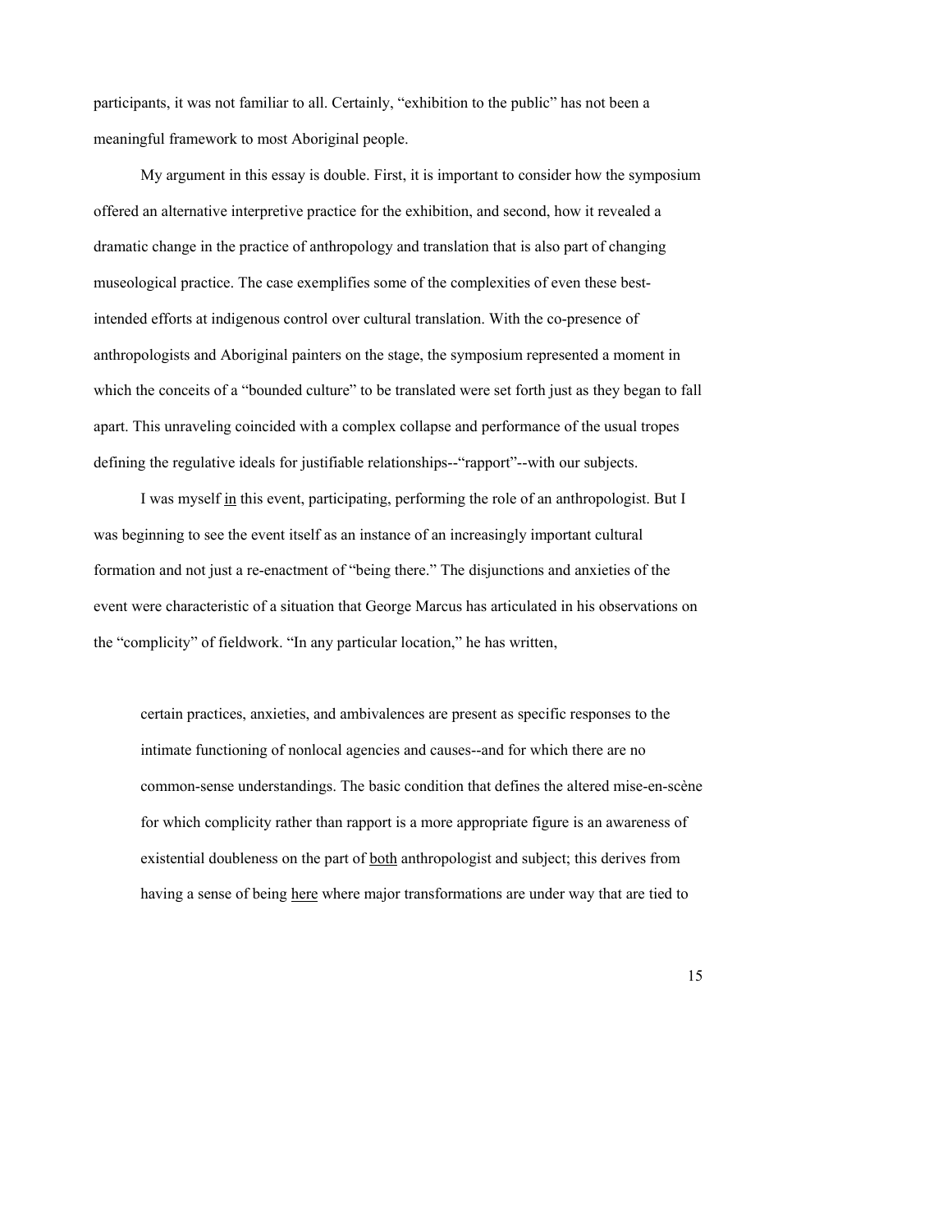participants, it was not familiar to all. Certainly, "exhibition to the public" has not been a meaningful framework to most Aboriginal people.

My argument in this essay is double. First, it is important to consider how the symposium offered an alternative interpretive practice for the exhibition, and second, how it revealed a dramatic change in the practice of anthropology and translation that is also part of changing museological practice. The case exemplifies some of the complexities of even these best-intended efforts at indigenous control over cultural translation. With the co-presence of anthropologists and Aboriginal painters on the stage, the symposium represented a moment in which the conceits of a "bounded culture" to be translated were set forth just as they began to fall apart. This unraveling coincided with a complex collapse and performance of the usual tropes defining the regulative ideals for justifiable relationships--"rapport"--with our subjects.

I was myself <u>in</u> this event, participating, performing the role of an anthropologist. But I was beginning to see the event itself as an instance of an increasingly important cultural formation and not just a re-enactment of "being there." The disjunctions and anxieties of the event were characteristic of a situation that George Marcus has articulated in his observations on the "complicity" of fieldwork. "In any particular location," he has written,

> certain practices, anxieties, and ambivalences are present as specific responses to the intimate functioning of nonlocal agencies and causes--and for which there are no common-sense understandings. The basic condition that defines the altered mise-en-scène for which complicity rather than rapport is a more appropriate figure is an awareness of existential doubleness on the part of <u>both</u> anthropologist and subject; this derives from having a sense of being <u>here</u> where major transformations are under way that are tied to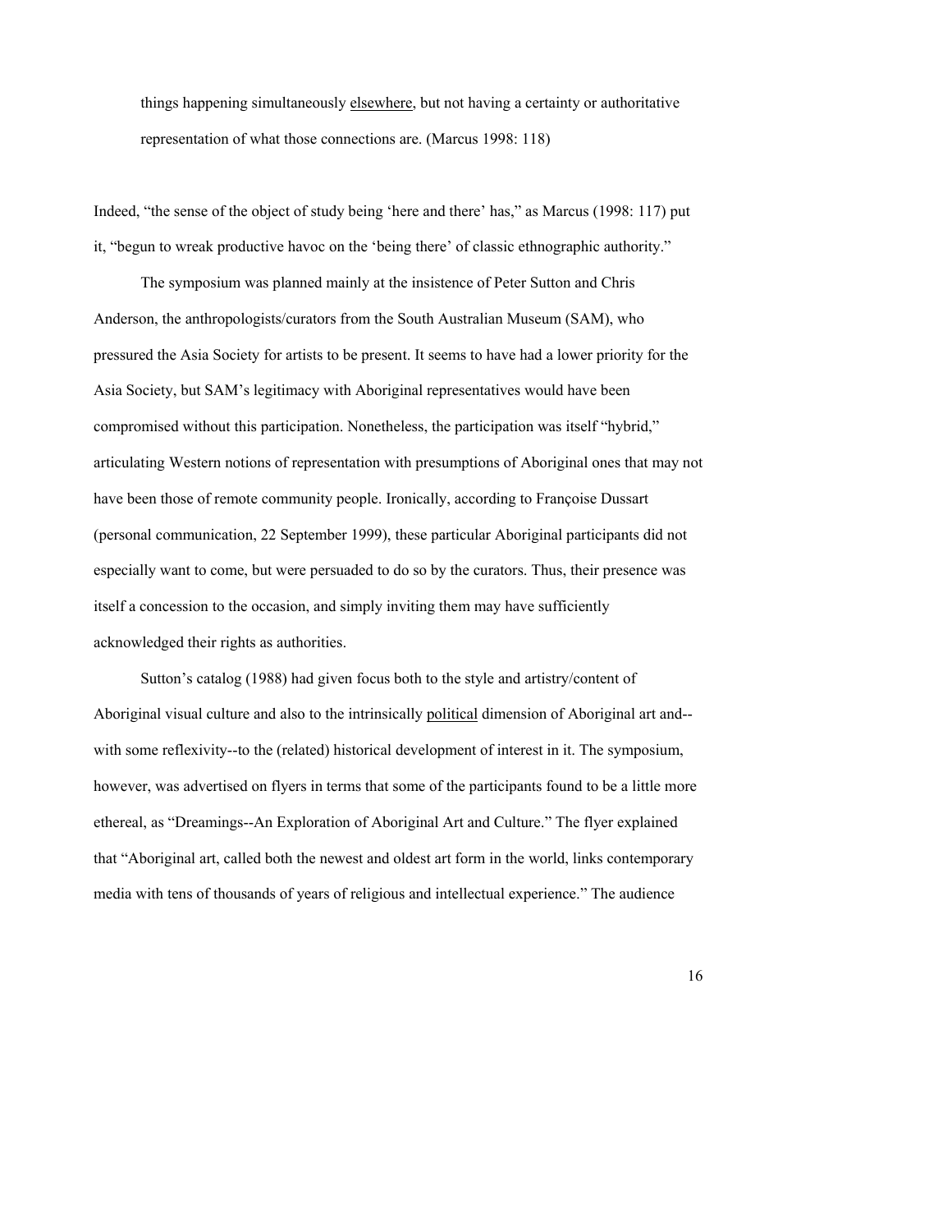things happening simultaneously <u>elsewhere</u>, but not having a certainty or authoritative representation of what those connections are. (Marcus 1998: 118)

Indeed, "the sense of the object of study being 'here and there' has," as Marcus (1998: 117) put it, "begun to wreak productive havoc on the 'being there' of classic ethnographic authority."

The symposium was planned mainly at the insistence of Peter Sutton and Chris Anderson, the anthropologists/curators from the South Australian Museum (SAM), who pressured the Asia Society for artists to be present. It seems to have had a lower priority for the Asia Society, but SAM's legitimacy with Aboriginal representatives would have been compromised without this participation. Nonetheless, the participation was itself "hybrid," articulating Western notions of representation with presumptions of Aboriginal ones that may not have been those of remote community people. Ironically, according to Françoise Dussart (personal communication, 22 September 1999), these particular Aboriginal participants did not especially want to come, but were persuaded to do so by the curators. Thus, their presence was itself a concession to the occasion, and simply inviting them may have sufficiently acknowledged their rights as authorities.

Sutton's catalog (1988) had given focus both to the style and artistry/content of Aboriginal visual culture and also to the intrinsically <u>political</u> dimension of Aboriginal art and--with some reflexivity--to the (related) historical development of interest in it. The symposium, however, was advertised on flyers in terms that some of the participants found to be a little more ethereal, as "Dreamings--An Exploration of Aboriginal Art and Culture." The flyer explained that "Aboriginal art, called both the newest and oldest art form in the world, links contemporary media with tens of thousands of years of religious and intellectual experience." The audience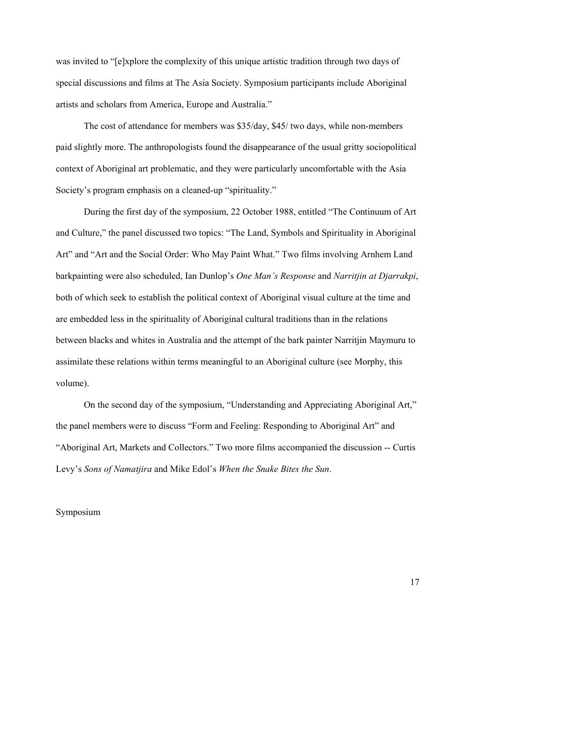was invited to "[e]xplore the complexity of this unique artistic tradition through two days of special discussions and films at The Asia Society. Symposium participants include Aboriginal artists and scholars from America, Europe and Australia."

The cost of attendance for members was $35/day, $45/ two days, while non-members paid slightly more. The anthropologists found the disappearance of the usual gritty sociopolitical context of Aboriginal art problematic, and they were particularly uncomfortable with the Asia Society's program emphasis on a cleaned-up "spirituality."

During the first day of the symposium, 22 October 1988, entitled "The Continuum of Art and Culture," the panel discussed two topics: "The Land, Symbols and Spirituality in Aboriginal Art" and "Art and the Social Order: Who May Paint What." Two films involving Arnhem Land barkpainting were also scheduled, Ian Dunlop's *One Man's Response* and *Narritjin at Djarrakpi*, both of which seek to establish the political context of Aboriginal visual culture at the time and are embedded less in the spirituality of Aboriginal cultural traditions than in the relations between blacks and whites in Australia and the attempt of the bark painter Narritjin Maymuru to assimilate these relations within terms meaningful to an Aboriginal culture (see Morphy, this volume).

On the second day of the symposium, "Understanding and Appreciating Aboriginal Art," the panel members were to discuss "Form and Feeling: Responding to Aboriginal Art" and "Aboriginal Art, Markets and Collectors." Two more films accompanied the discussion -- Curtis Levy's *Sons of Namatjira* and Mike Edol's *When the Snake Bites the Sun*.

Symposium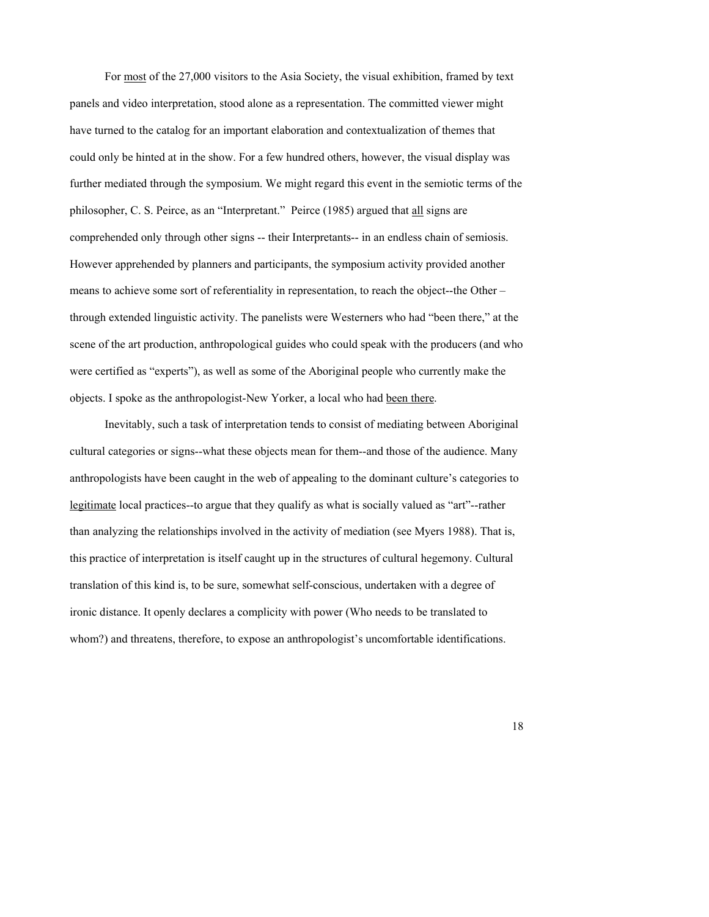For most of the 27,000 visitors to the Asia Society, the visual exhibition, framed by text panels and video interpretation, stood alone as a representation. The committed viewer might have turned to the catalog for an important elaboration and contextualization of themes that could only be hinted at in the show. For a few hundred others, however, the visual display was further mediated through the symposium. We might regard this event in the semiotic terms of the philosopher, C. S. Peirce, as an "Interpretant." Peirce (1985) argued that all signs are comprehended only through other signs -- their Interpretants-- in an endless chain of semiosis. However apprehended by planners and participants, the symposium activity provided another means to achieve some sort of referentiality in representation, to reach the object--the Other – through extended linguistic activity. The panelists were Westerners who had "been there," at the scene of the art production, anthropological guides who could speak with the producers (and who were certified as "experts"), as well as some of the Aboriginal people who currently make the objects. I spoke as the anthropologist-New Yorker, a local who had been there.

Inevitably, such a task of interpretation tends to consist of mediating between Aboriginal cultural categories or signs--what these objects mean for them--and those of the audience. Many anthropologists have been caught in the web of appealing to the dominant culture's categories to legitimate local practices--to argue that they qualify as what is socially valued as "art"--rather than analyzing the relationships involved in the activity of mediation (see Myers 1988). That is, this practice of interpretation is itself caught up in the structures of cultural hegemony. Cultural translation of this kind is, to be sure, somewhat self-conscious, undertaken with a degree of ironic distance. It openly declares a complicity with power (Who needs to be translated to whom?) and threatens, therefore, to expose an anthropologist's uncomfortable identifications.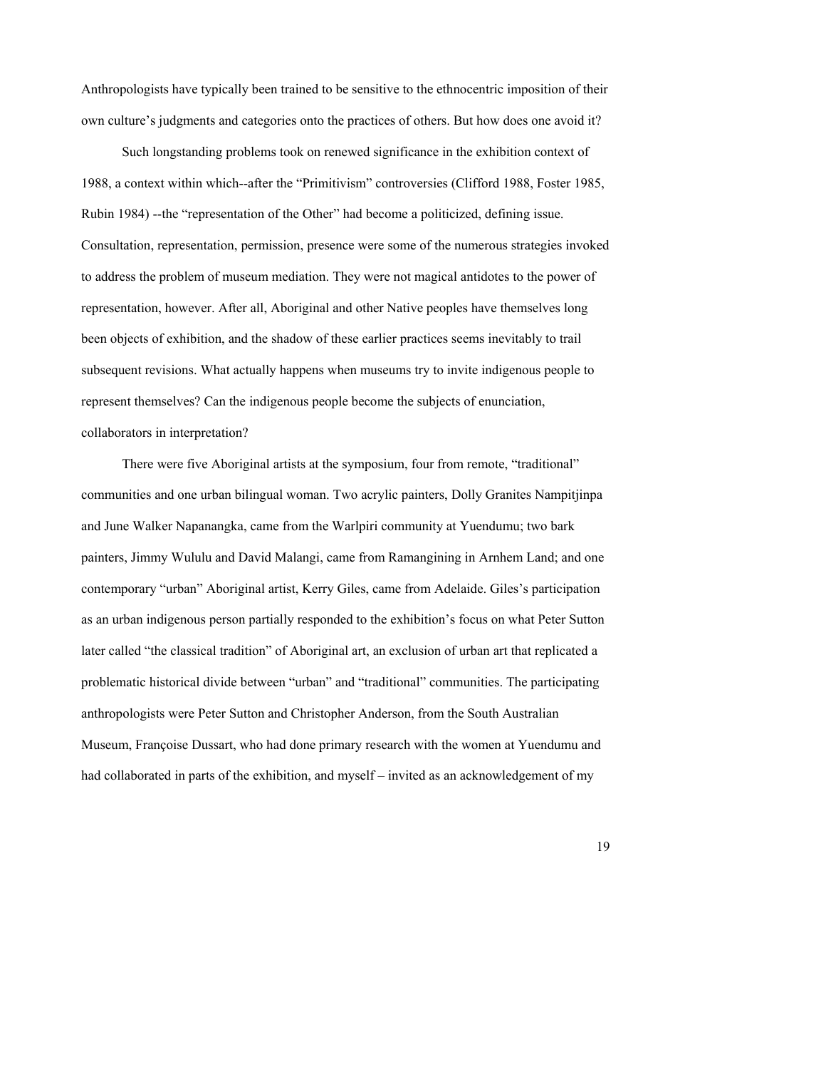Anthropologists have typically been trained to be sensitive to the ethnocentric imposition of their own culture's judgments and categories onto the practices of others. But how does one avoid it?

Such longstanding problems took on renewed significance in the exhibition context of 1988, a context within which--after the "Primitivism" controversies (Clifford 1988, Foster 1985, Rubin 1984) --the "representation of the Other" had become a politicized, defining issue. Consultation, representation, permission, presence were some of the numerous strategies invoked to address the problem of museum mediation. They were not magical antidotes to the power of representation, however. After all, Aboriginal and other Native peoples have themselves long been objects of exhibition, and the shadow of these earlier practices seems inevitably to trail subsequent revisions. What actually happens when museums try to invite indigenous people to represent themselves? Can the indigenous people become the subjects of enunciation, collaborators in interpretation?

There were five Aboriginal artists at the symposium, four from remote, "traditional" communities and one urban bilingual woman. Two acrylic painters, Dolly Granites Nampitjinpa and June Walker Napanangka, came from the Warlpiri community at Yuendumu; two bark painters, Jimmy Wululu and David Malangi, came from Ramangining in Arnhem Land; and one contemporary "urban" Aboriginal artist, Kerry Giles, came from Adelaide. Giles's participation as an urban indigenous person partially responded to the exhibition's focus on what Peter Sutton later called "the classical tradition" of Aboriginal art, an exclusion of urban art that replicated a problematic historical divide between "urban" and "traditional" communities. The participating anthropologists were Peter Sutton and Christopher Anderson, from the South Australian Museum, Françoise Dussart, who had done primary research with the women at Yuendumu and had collaborated in parts of the exhibition, and myself – invited as an acknowledgement of my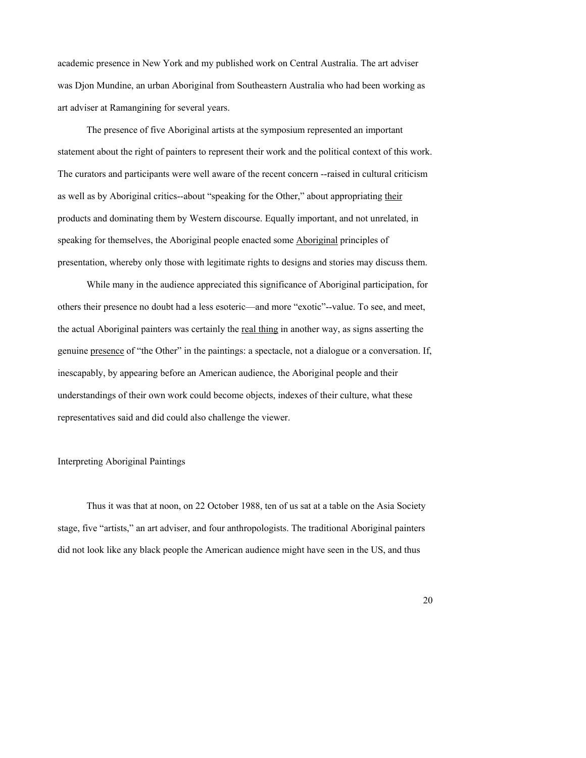academic presence in New York and my published work on Central Australia. The art adviser was Djon Mundine, an urban Aboriginal from Southeastern Australia who had been working as art adviser at Ramangining for several years.

The presence of five Aboriginal artists at the symposium represented an important statement about the right of painters to represent their work and the political context of this work. The curators and participants were well aware of the recent concern --raised in cultural criticism as well as by Aboriginal critics--about "speaking for the Other," about appropriating <u>their</u> products and dominating them by Western discourse. Equally important, and not unrelated, in speaking for themselves, the Aboriginal people enacted some <u>Aboriginal</u> principles of presentation, whereby only those with legitimate rights to designs and stories may discuss them.

While many in the audience appreciated this significance of Aboriginal participation, for others their presence no doubt had a less esoteric—and more "exotic"--value. To see, and meet, the actual Aboriginal painters was certainly the <u>real thing</u> in another way, as signs asserting the genuine <u>presence</u> of "the Other" in the paintings: a spectacle, not a dialogue or a conversation. If, inescapably, by appearing before an American audience, the Aboriginal people and their understandings of their own work could become objects, indexes of their culture, what these representatives said and did could also challenge the viewer.

## Interpreting Aboriginal Paintings

Thus it was that at noon, on 22 October 1988, ten of us sat at a table on the Asia Society stage, five "artists," an art adviser, and four anthropologists. The traditional Aboriginal painters did not look like any black people the American audience might have seen in the US, and thus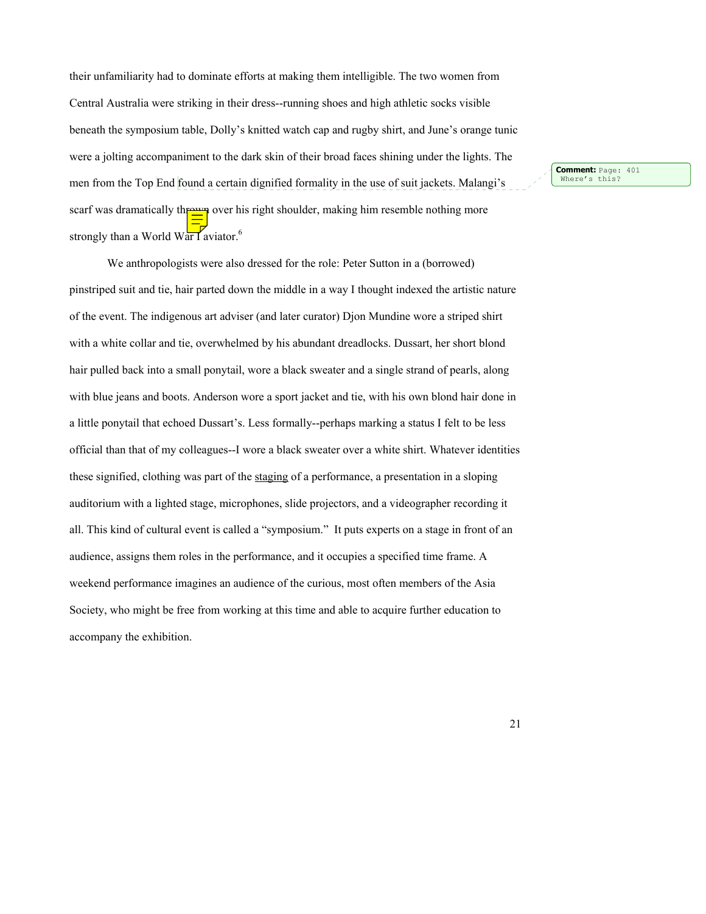their unfamiliarity had to dominate efforts at making them intelligible. The two women from Central Australia were striking in their dress--running shoes and high athletic socks visible beneath the symposium table, Dolly's knitted watch cap and rugby shirt, and June's orange tunic were a jolting accompaniment to the dark skin of their broad faces shining under the lights. The men from the Top End found a certain dignified formality in the use of suit jackets. Malangi's scarf was dramatically thrown over his right shoulder, making him resemble nothing more strongly than a World War I aviator.[6]

**Comment:** Page: 401 Where's this?

We anthropologists were also dressed for the role: Peter Sutton in a (borrowed) pinstriped suit and tie, hair parted down the middle in a way I thought indexed the artistic nature of the event. The indigenous art adviser (and later curator) Djon Mundine wore a striped shirt with a white collar and tie, overwhelmed by his abundant dreadlocks. Dussart, her short blond hair pulled back into a small ponytail, wore a black sweater and a single strand of pearls, along with blue jeans and boots. Anderson wore a sport jacket and tie, with his own blond hair done in a little ponytail that echoed Dussart's. Less formally--perhaps marking a status I felt to be less official than that of my colleagues--I wore a black sweater over a white shirt. Whatever identities these signified, clothing was part of the staging of a performance, a presentation in a sloping auditorium with a lighted stage, microphones, slide projectors, and a videographer recording it all. This kind of cultural event is called a "symposium." It puts experts on a stage in front of an audience, assigns them roles in the performance, and it occupies a specified time frame. A weekend performance imagines an audience of the curious, most often members of the Asia Society, who might be free from working at this time and able to acquire further education to accompany the exhibition.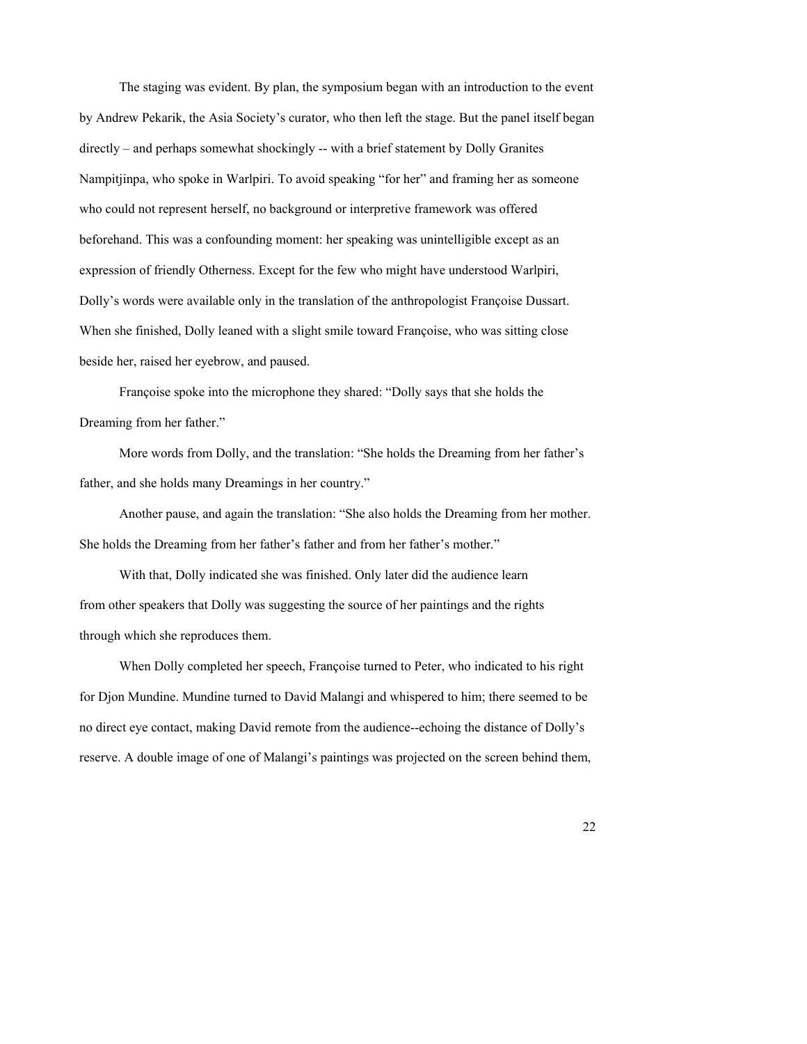The staging was evident. By plan, the symposium began with an introduction to the event by Andrew Pekarik, the Asia Society's curator, who then left the stage. But the panel itself began directly – and perhaps somewhat shockingly -- with a brief statement by Dolly Granites Nampitjinpa, who spoke in Warlpiri. To avoid speaking "for her" and framing her as someone who could not represent herself, no background or interpretive framework was offered beforehand. This was a confounding moment: her speaking was unintelligible except as an expression of friendly Otherness. Except for the few who might have understood Warlpiri, Dolly's words were available only in the translation of the anthropologist Françoise Dussart. When she finished, Dolly leaned with a slight smile toward Françoise, who was sitting close beside her, raised her eyebrow, and paused.

Françoise spoke into the microphone they shared: "Dolly says that she holds the Dreaming from her father."

More words from Dolly, and the translation: "She holds the Dreaming from her father's father, and she holds many Dreamings in her country."

Another pause, and again the translation: "She also holds the Dreaming from her mother. She holds the Dreaming from her father's father and from her father's mother."

With that, Dolly indicated she was finished. Only later did the audience learn from other speakers that Dolly was suggesting the source of her paintings and the rights through which she reproduces them.

When Dolly completed her speech, Françoise turned to Peter, who indicated to his right for Djon Mundine. Mundine turned to David Malangi and whispered to him; there seemed to be no direct eye contact, making David remote from the audience--echoing the distance of Dolly's reserve. A double image of one of Malangi's paintings was projected on the screen behind them,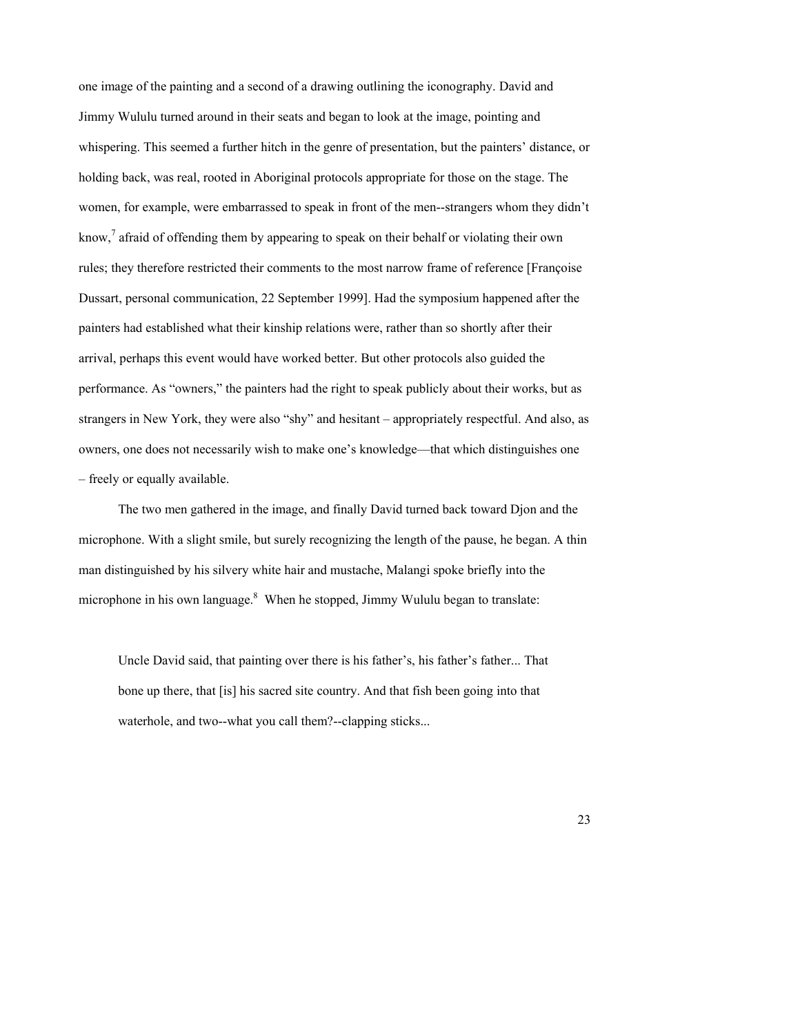one image of the painting and a second of a drawing outlining the iconography. David and Jimmy Wululu turned around in their seats and began to look at the image, pointing and whispering. This seemed a further hitch in the genre of presentation, but the painters' distance, or holding back, was real, rooted in Aboriginal protocols appropriate for those on the stage. The women, for example, were embarrassed to speak in front of the men--strangers whom they didn't know,[7] afraid of offending them by appearing to speak on their behalf or violating their own rules; they therefore restricted their comments to the most narrow frame of reference [Françoise Dussart, personal communication, 22 September 1999]. Had the symposium happened after the painters had established what their kinship relations were, rather than so shortly after their arrival, perhaps this event would have worked better. But other protocols also guided the performance. As "owners," the painters had the right to speak publicly about their works, but as strangers in New York, they were also "shy" and hesitant – appropriately respectful. And also, as owners, one does not necessarily wish to make one's knowledge—that which distinguishes one – freely or equally available.

The two men gathered in the image, and finally David turned back toward Djon and the microphone. With a slight smile, but surely recognizing the length of the pause, he began. A thin man distinguished by his silvery white hair and mustache, Malangi spoke briefly into the microphone in his own language.[8] When he stopped, Jimmy Wululu began to translate:

> Uncle David said, that painting over there is his father's, his father's father... That bone up there, that [is] his sacred site country. And that fish been going into that waterhole, and two--what you call them?--clapping sticks...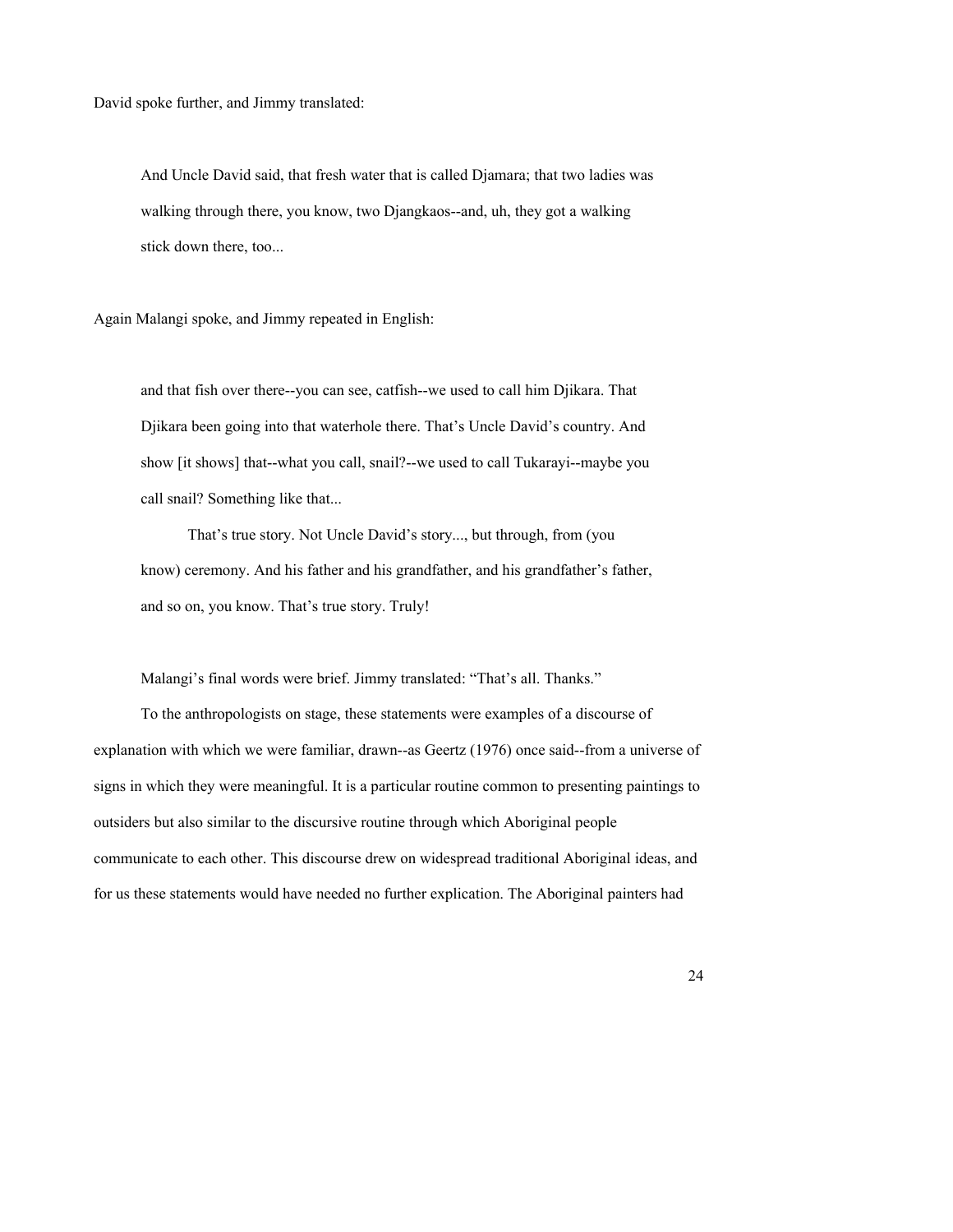David spoke further, and Jimmy translated:

> And Uncle David said, that fresh water that is called Djamara; that two ladies was walking through there, you know, two Djangkaos--and, uh, they got a walking stick down there, too...

Again Malangi spoke, and Jimmy repeated in English:

> and that fish over there--you can see, catfish--we used to call him Djikara. That Djikara been going into that waterhole there. That's Uncle David's country. And show [it shows] that--what you call, snail?--we used to call Tukarayi--maybe you call snail? Something like that...
>
> That's true story. Not Uncle David's story..., but through, from (you know) ceremony. And his father and his grandfather, and his grandfather's father, and so on, you know. That's true story. Truly!

Malangi's final words were brief. Jimmy translated: "That's all. Thanks."

To the anthropologists on stage, these statements were examples of a discourse of explanation with which we were familiar, drawn--as Geertz (1976) once said--from a universe of signs in which they were meaningful. It is a particular routine common to presenting paintings to outsiders but also similar to the discursive routine through which Aboriginal people communicate to each other. This discourse drew on widespread traditional Aboriginal ideas, and for us these statements would have needed no further explication. The Aboriginal painters had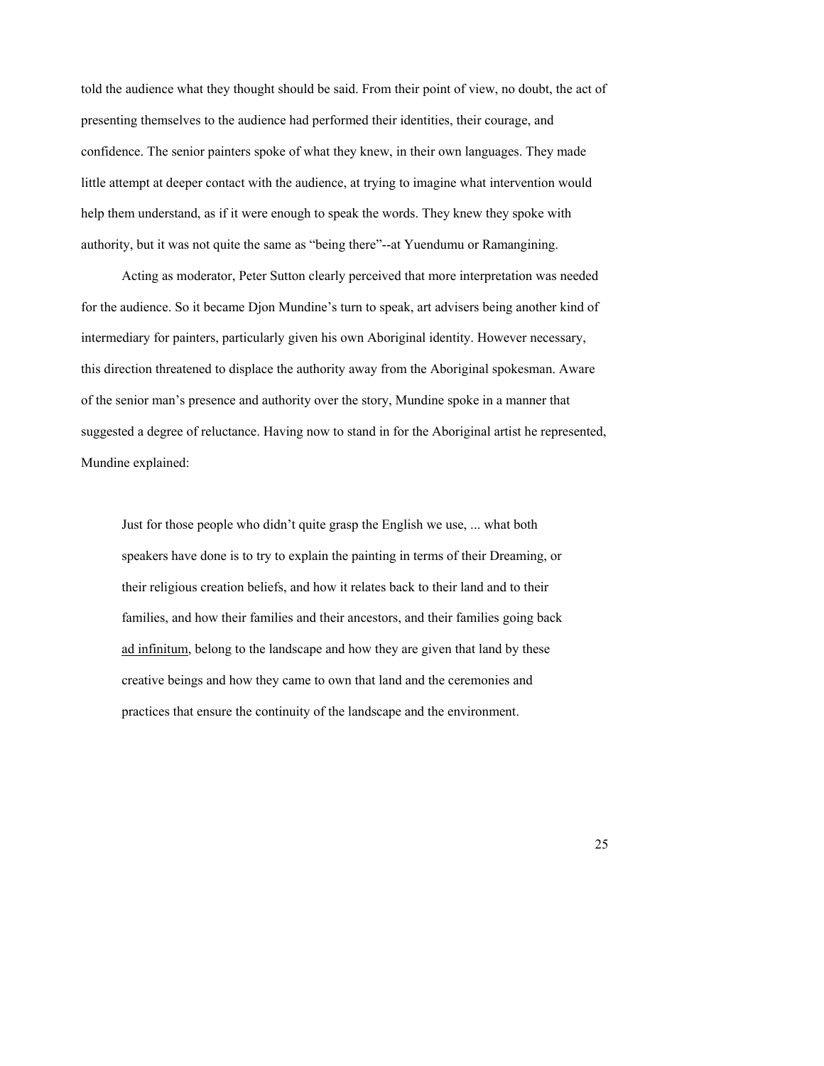told the audience what they thought should be said. From their point of view, no doubt, the act of presenting themselves to the audience had performed their identities, their courage, and confidence. The senior painters spoke of what they knew, in their own languages. They made little attempt at deeper contact with the audience, at trying to imagine what intervention would help them understand, as if it were enough to speak the words. They knew they spoke with authority, but it was not quite the same as "being there"--at Yuendumu or Ramangining.

Acting as moderator, Peter Sutton clearly perceived that more interpretation was needed for the audience. So it became Djon Mundine's turn to speak, art advisers being another kind of intermediary for painters, particularly given his own Aboriginal identity. However necessary, this direction threatened to displace the authority away from the Aboriginal spokesman. Aware of the senior man's presence and authority over the story, Mundine spoke in a manner that suggested a degree of reluctance. Having now to stand in for the Aboriginal artist he represented, Mundine explained:

> Just for those people who didn't quite grasp the English we use, ... what both speakers have done is to try to explain the painting in terms of their Dreaming, or their religious creation beliefs, and how it relates back to their land and to their families, and how their families and their ancestors, and their families going back <u>ad infinitum</u>, belong to the landscape and how they are given that land by these creative beings and how they came to own that land and the ceremonies and practices that ensure the continuity of the landscape and the environment.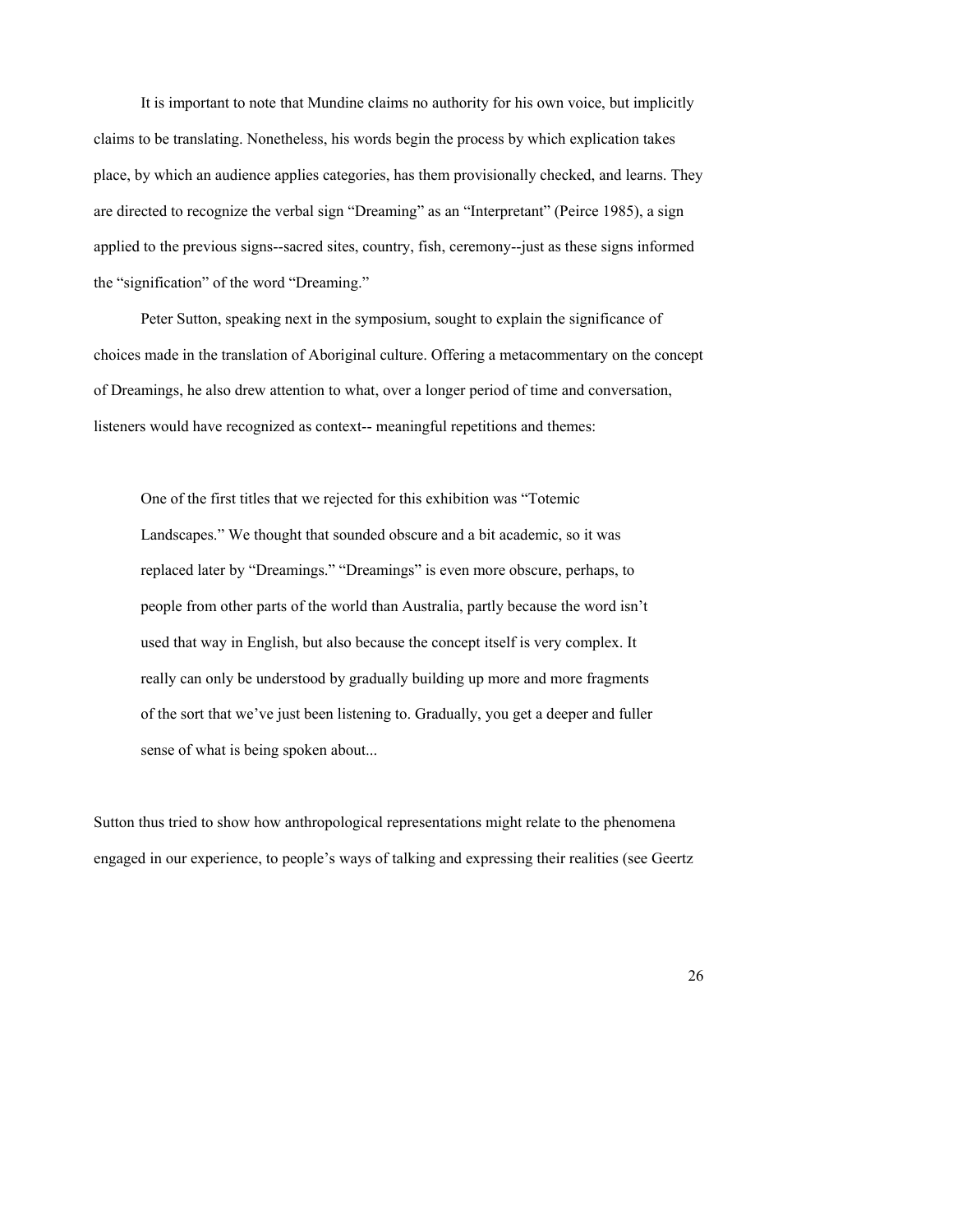It is important to note that Mundine claims no authority for his own voice, but implicitly claims to be translating. Nonetheless, his words begin the process by which explication takes place, by which an audience applies categories, has them provisionally checked, and learns. They are directed to recognize the verbal sign "Dreaming" as an "Interpretant" (Peirce 1985), a sign applied to the previous signs--sacred sites, country, fish, ceremony--just as these signs informed the "signification" of the word "Dreaming."

Peter Sutton, speaking next in the symposium, sought to explain the significance of choices made in the translation of Aboriginal culture. Offering a metacommentary on the concept of Dreamings, he also drew attention to what, over a longer period of time and conversation, listeners would have recognized as context-- meaningful repetitions and themes:

> One of the first titles that we rejected for this exhibition was "Totemic Landscapes." We thought that sounded obscure and a bit academic, so it was replaced later by "Dreamings." "Dreamings" is even more obscure, perhaps, to people from other parts of the world than Australia, partly because the word isn't used that way in English, but also because the concept itself is very complex. It really can only be understood by gradually building up more and more fragments of the sort that we've just been listening to. Gradually, you get a deeper and fuller sense of what is being spoken about...

Sutton thus tried to show how anthropological representations might relate to the phenomena engaged in our experience, to people's ways of talking and expressing their realities (see Geertz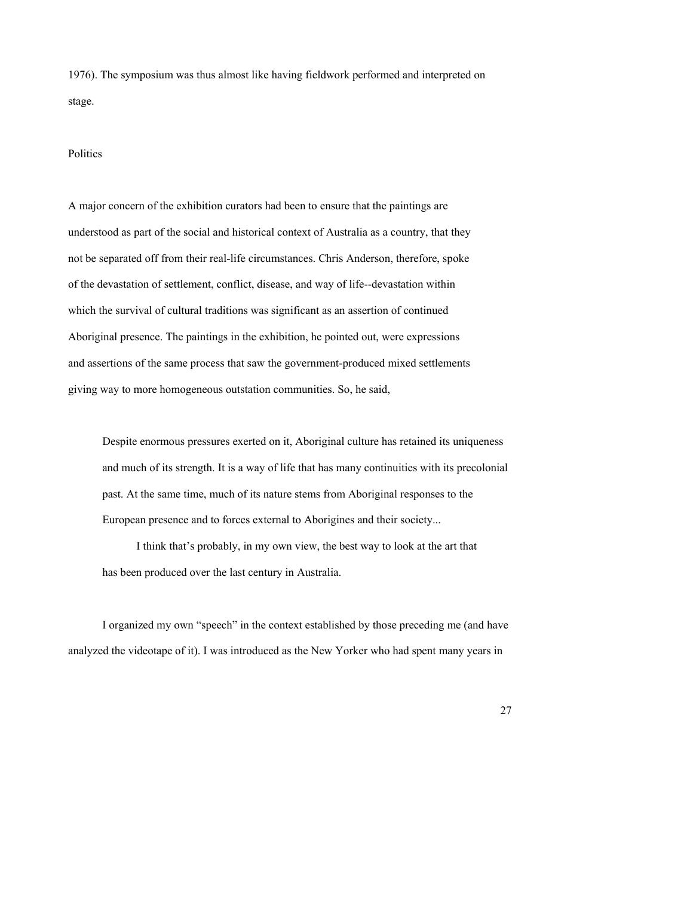1976). The symposium was thus almost like having fieldwork performed and interpreted on stage.

## Politics

A major concern of the exhibition curators had been to ensure that the paintings are understood as part of the social and historical context of Australia as a country, that they not be separated off from their real-life circumstances. Chris Anderson, therefore, spoke of the devastation of settlement, conflict, disease, and way of life--devastation within which the survival of cultural traditions was significant as an assertion of continued Aboriginal presence. The paintings in the exhibition, he pointed out, were expressions and assertions of the same process that saw the government-produced mixed settlements giving way to more homogeneous outstation communities. So, he said,

> Despite enormous pressures exerted on it, Aboriginal culture has retained its uniqueness and much of its strength. It is a way of life that has many continuities with its precolonial past. At the same time, much of its nature stems from Aboriginal responses to the European presence and to forces external to Aborigines and their society...
>
> I think that's probably, in my own view, the best way to look at the art that has been produced over the last century in Australia.

I organized my own "speech" in the context established by those preceding me (and have analyzed the videotape of it). I was introduced as the New Yorker who had spent many years in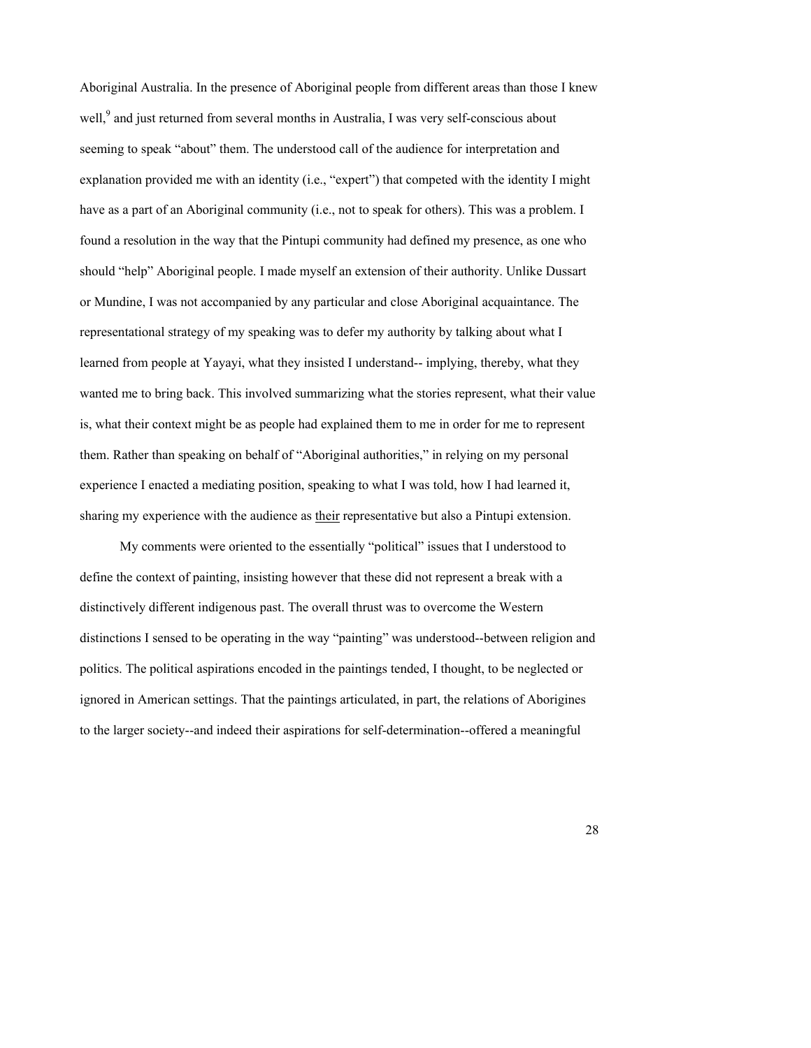Aboriginal Australia. In the presence of Aboriginal people from different areas than those I knew well,[9] and just returned from several months in Australia, I was very self-conscious about seeming to speak "about" them. The understood call of the audience for interpretation and explanation provided me with an identity (i.e., "expert") that competed with the identity I might have as a part of an Aboriginal community (i.e., not to speak for others). This was a problem. I found a resolution in the way that the Pintupi community had defined my presence, as one who should "help" Aboriginal people. I made myself an extension of their authority. Unlike Dussart or Mundine, I was not accompanied by any particular and close Aboriginal acquaintance. The representational strategy of my speaking was to defer my authority by talking about what I learned from people at Yayayi, what they insisted I understand-- implying, thereby, what they wanted me to bring back. This involved summarizing what the stories represent, what their value is, what their context might be as people had explained them to me in order for me to represent them. Rather than speaking on behalf of "Aboriginal authorities," in relying on my personal experience I enacted a mediating position, speaking to what I was told, how I had learned it, sharing my experience with the audience as <u>their</u> representative but also a Pintupi extension.

My comments were oriented to the essentially "political" issues that I understood to define the context of painting, insisting however that these did not represent a break with a distinctively different indigenous past. The overall thrust was to overcome the Western distinctions I sensed to be operating in the way "painting" was understood--between religion and politics. The political aspirations encoded in the paintings tended, I thought, to be neglected or ignored in American settings. That the paintings articulated, in part, the relations of Aborigines to the larger society--and indeed their aspirations for self-determination--offered a meaningful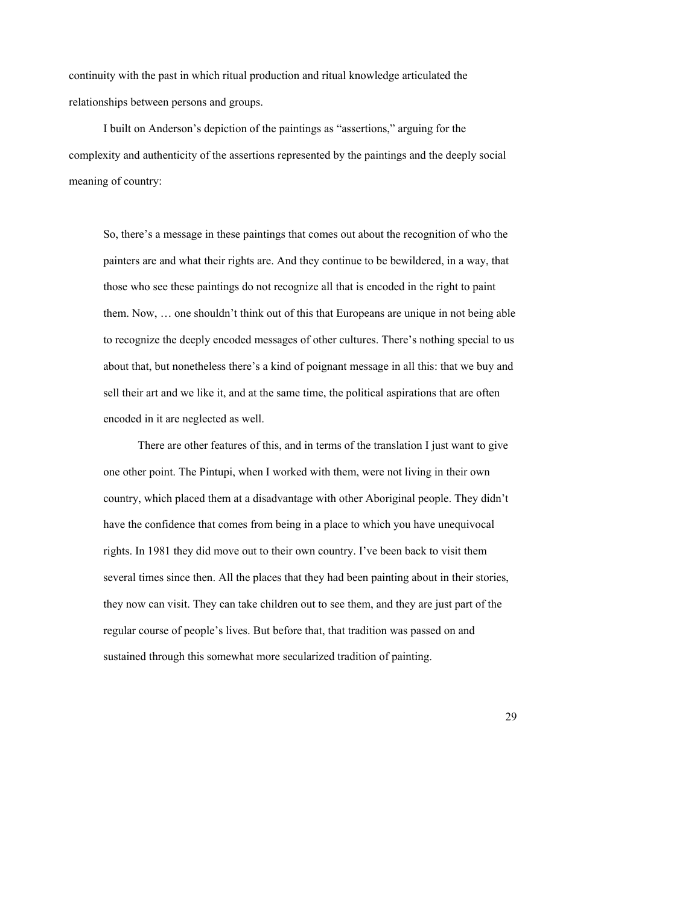continuity with the past in which ritual production and ritual knowledge articulated the relationships between persons and groups.

I built on Anderson's depiction of the paintings as "assertions," arguing for the complexity and authenticity of the assertions represented by the paintings and the deeply social meaning of country:

> So, there's a message in these paintings that comes out about the recognition of who the painters are and what their rights are. And they continue to be bewildered, in a way, that those who see these paintings do not recognize all that is encoded in the right to paint them. Now, … one shouldn't think out of this that Europeans are unique in not being able to recognize the deeply encoded messages of other cultures. There's nothing special to us about that, but nonetheless there's a kind of poignant message in all this: that we buy and sell their art and we like it, and at the same time, the political aspirations that are often encoded in it are neglected as well.
>
> There are other features of this, and in terms of the translation I just want to give one other point. The Pintupi, when I worked with them, were not living in their own country, which placed them at a disadvantage with other Aboriginal people. They didn't have the confidence that comes from being in a place to which you have unequivocal rights. In 1981 they did move out to their own country. I've been back to visit them several times since then. All the places that they had been painting about in their stories, they now can visit. They can take children out to see them, and they are just part of the regular course of people's lives. But before that, that tradition was passed on and sustained through this somewhat more secularized tradition of painting.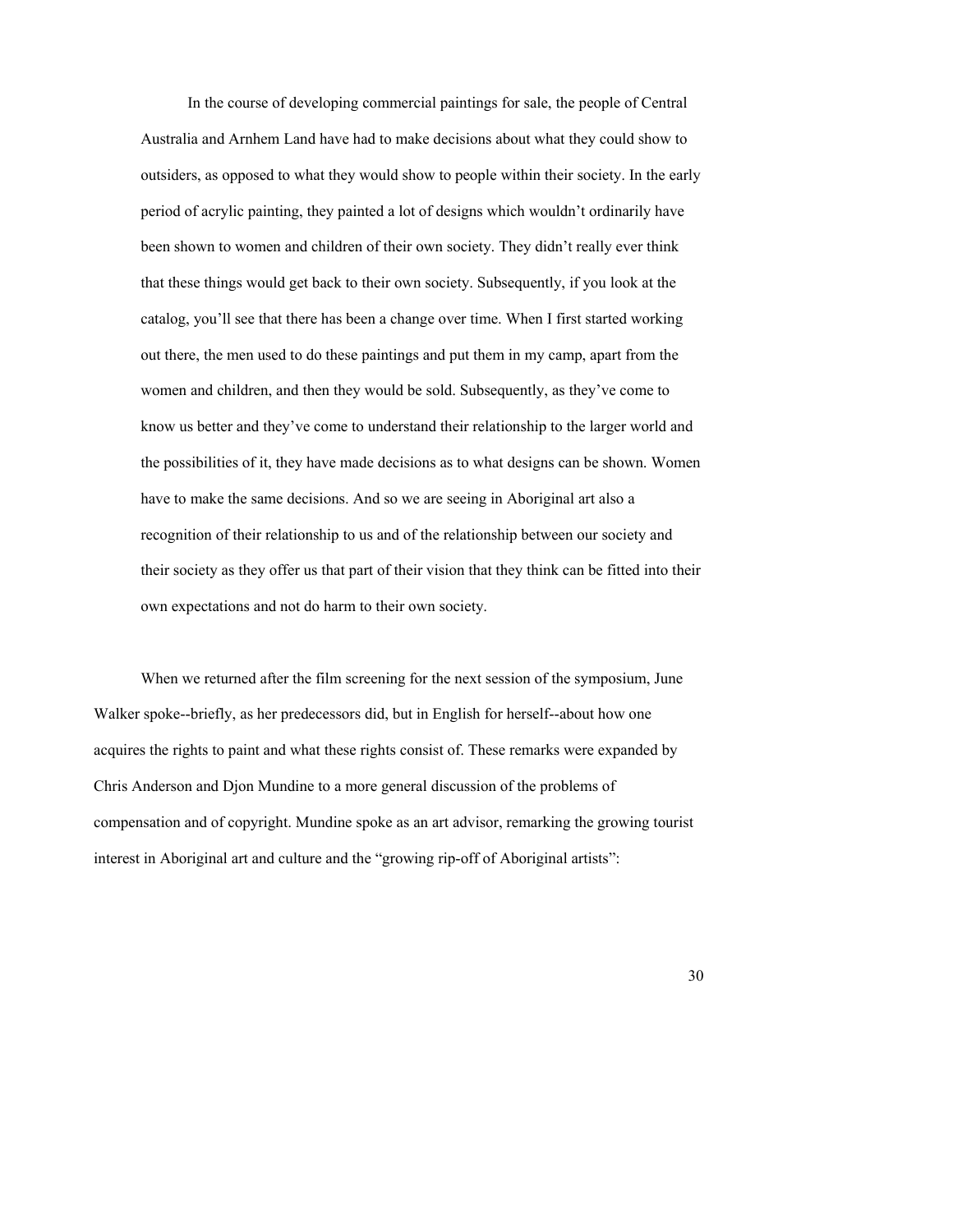> In the course of developing commercial paintings for sale, the people of Central Australia and Arnhem Land have had to make decisions about what they could show to outsiders, as opposed to what they would show to people within their society. In the early period of acrylic painting, they painted a lot of designs which wouldn't ordinarily have been shown to women and children of their own society. They didn't really ever think that these things would get back to their own society. Subsequently, if you look at the catalog, you'll see that there has been a change over time. When I first started working out there, the men used to do these paintings and put them in my camp, apart from the women and children, and then they would be sold. Subsequently, as they've come to know us better and they've come to understand their relationship to the larger world and the possibilities of it, they have made decisions as to what designs can be shown. Women have to make the same decisions. And so we are seeing in Aboriginal art also a recognition of their relationship to us and of the relationship between our society and their society as they offer us that part of their vision that they think can be fitted into their own expectations and not do harm to their own society.

When we returned after the film screening for the next session of the symposium, June Walker spoke--briefly, as her predecessors did, but in English for herself--about how one acquires the rights to paint and what these rights consist of. These remarks were expanded by Chris Anderson and Djon Mundine to a more general discussion of the problems of compensation and of copyright. Mundine spoke as an art advisor, remarking the growing tourist interest in Aboriginal art and culture and the "growing rip-off of Aboriginal artists":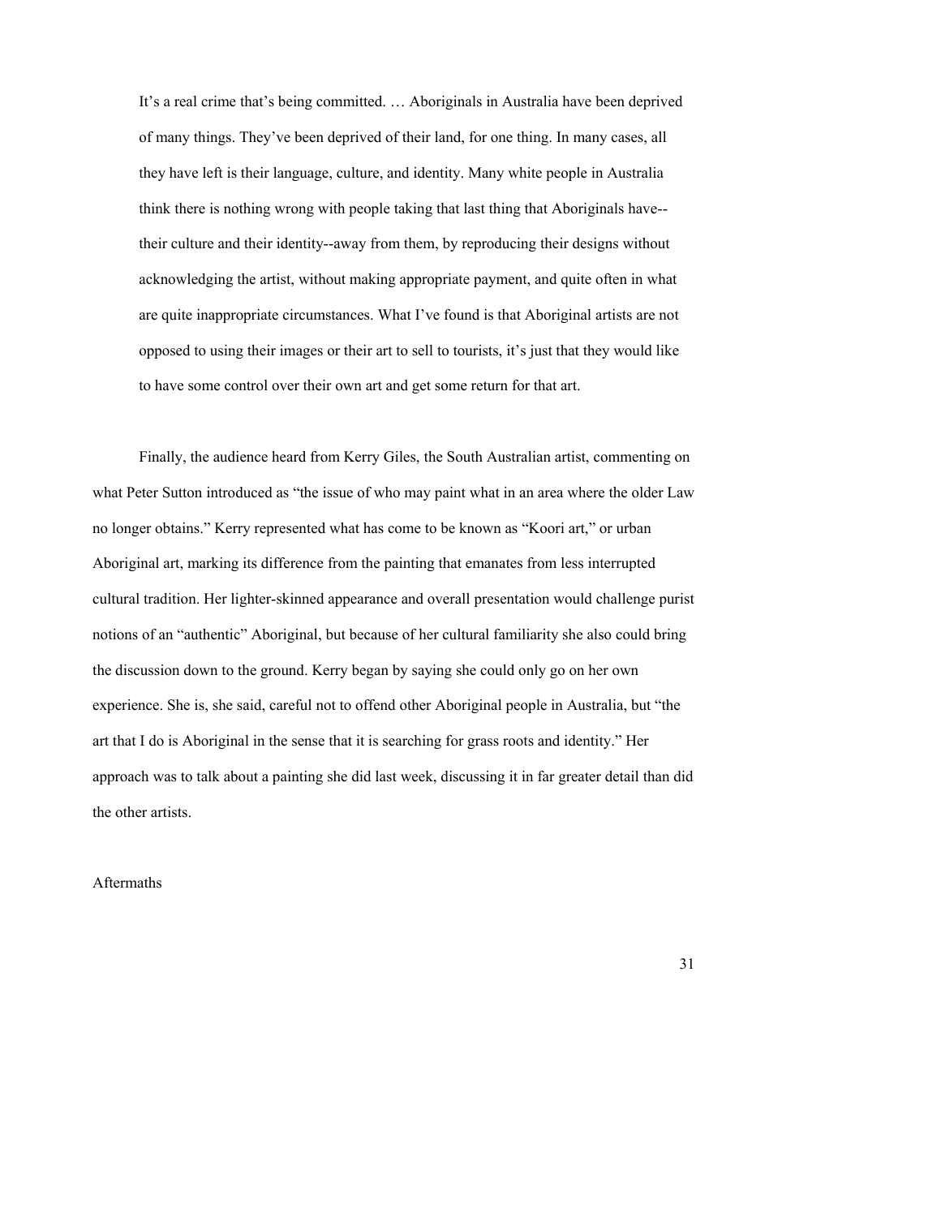> It's a real crime that's being committed. … Aboriginals in Australia have been deprived of many things. They've been deprived of their land, for one thing. In many cases, all they have left is their language, culture, and identity. Many white people in Australia think there is nothing wrong with people taking that last thing that Aboriginals have--their culture and their identity--away from them, by reproducing their designs without acknowledging the artist, without making appropriate payment, and quite often in what are quite inappropriate circumstances. What I've found is that Aboriginal artists are not opposed to using their images or their art to sell to tourists, it's just that they would like to have some control over their own art and get some return for that art.

Finally, the audience heard from Kerry Giles, the South Australian artist, commenting on what Peter Sutton introduced as "the issue of who may paint what in an area where the older Law no longer obtains." Kerry represented what has come to be known as "Koori art," or urban Aboriginal art, marking its difference from the painting that emanates from less interrupted cultural tradition. Her lighter-skinned appearance and overall presentation would challenge purist notions of an "authentic" Aboriginal, but because of her cultural familiarity she also could bring the discussion down to the ground. Kerry began by saying she could only go on her own experience. She is, she said, careful not to offend other Aboriginal people in Australia, but "the art that I do is Aboriginal in the sense that it is searching for grass roots and identity." Her approach was to talk about a painting she did last week, discussing it in far greater detail than did the other artists.

## Aftermaths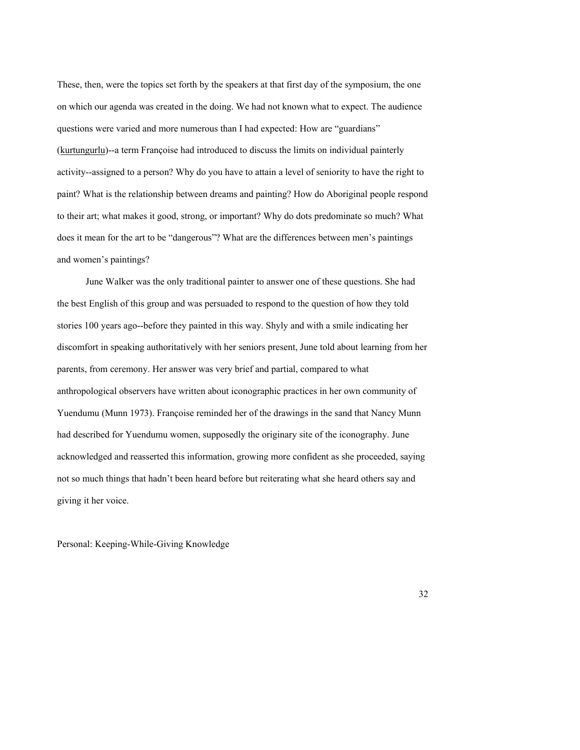These, then, were the topics set forth by the speakers at that first day of the symposium, the one on which our agenda was created in the doing. We had not known what to expect. The audience questions were varied and more numerous than I had expected: How are "guardians" (kurtungurlu)--a term Françoise had introduced to discuss the limits on individual painterly activity--assigned to a person? Why do you have to attain a level of seniority to have the right to paint? What is the relationship between dreams and painting? How do Aboriginal people respond to their art; what makes it good, strong, or important? Why do dots predominate so much? What does it mean for the art to be "dangerous"? What are the differences between men's paintings and women's paintings?

June Walker was the only traditional painter to answer one of these questions. She had the best English of this group and was persuaded to respond to the question of how they told stories 100 years ago--before they painted in this way. Shyly and with a smile indicating her discomfort in speaking authoritatively with her seniors present, June told about learning from her parents, from ceremony. Her answer was very brief and partial, compared to what anthropological observers have written about iconographic practices in her own community of Yuendumu (Munn 1973). Françoise reminded her of the drawings in the sand that Nancy Munn had described for Yuendumu women, supposedly the originary site of the iconography. June acknowledged and reasserted this information, growing more confident as she proceeded, saying not so much things that hadn't been heard before but reiterating what she heard others say and giving it her voice.

Personal: Keeping-While-Giving Knowledge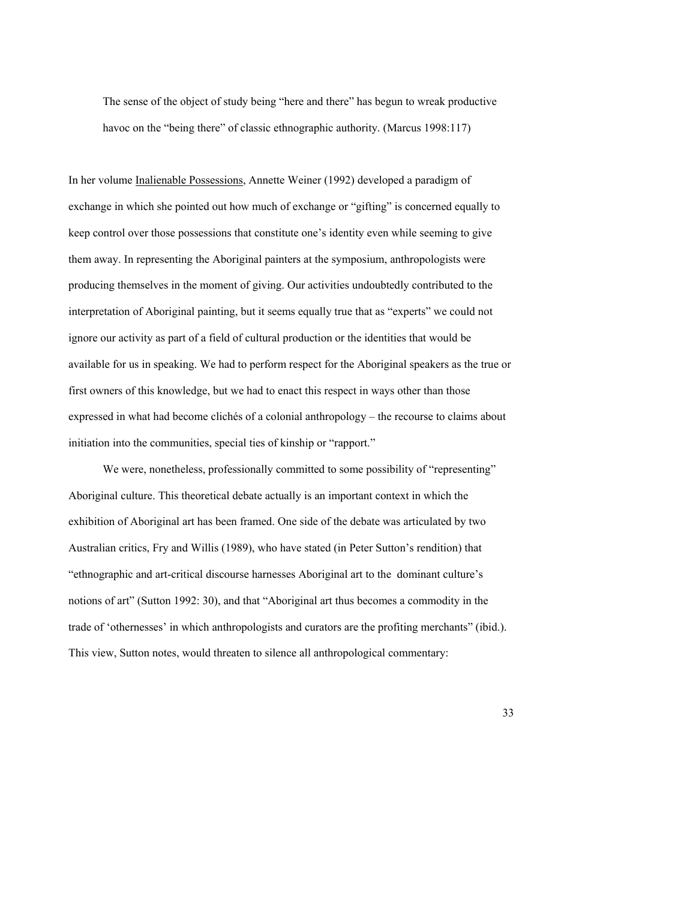> The sense of the object of study being "here and there" has begun to wreak productive havoc on the "being there" of classic ethnographic authority. (Marcus 1998:117)

In her volume Inalienable Possessions, Annette Weiner (1992) developed a paradigm of exchange in which she pointed out how much of exchange or "gifting" is concerned equally to keep control over those possessions that constitute one's identity even while seeming to give them away. In representing the Aboriginal painters at the symposium, anthropologists were producing themselves in the moment of giving. Our activities undoubtedly contributed to the interpretation of Aboriginal painting, but it seems equally true that as "experts" we could not ignore our activity as part of a field of cultural production or the identities that would be available for us in speaking. We had to perform respect for the Aboriginal speakers as the true or first owners of this knowledge, but we had to enact this respect in ways other than those expressed in what had become clichés of a colonial anthropology – the recourse to claims about initiation into the communities, special ties of kinship or "rapport."

We were, nonetheless, professionally committed to some possibility of "representing" Aboriginal culture. This theoretical debate actually is an important context in which the exhibition of Aboriginal art has been framed. One side of the debate was articulated by two Australian critics, Fry and Willis (1989), who have stated (in Peter Sutton's rendition) that "ethnographic and art-critical discourse harnesses Aboriginal art to the dominant culture's notions of art" (Sutton 1992: 30), and that "Aboriginal art thus becomes a commodity in the trade of 'othernesses' in which anthropologists and curators are the profiting merchants" (ibid.). This view, Sutton notes, would threaten to silence all anthropological commentary: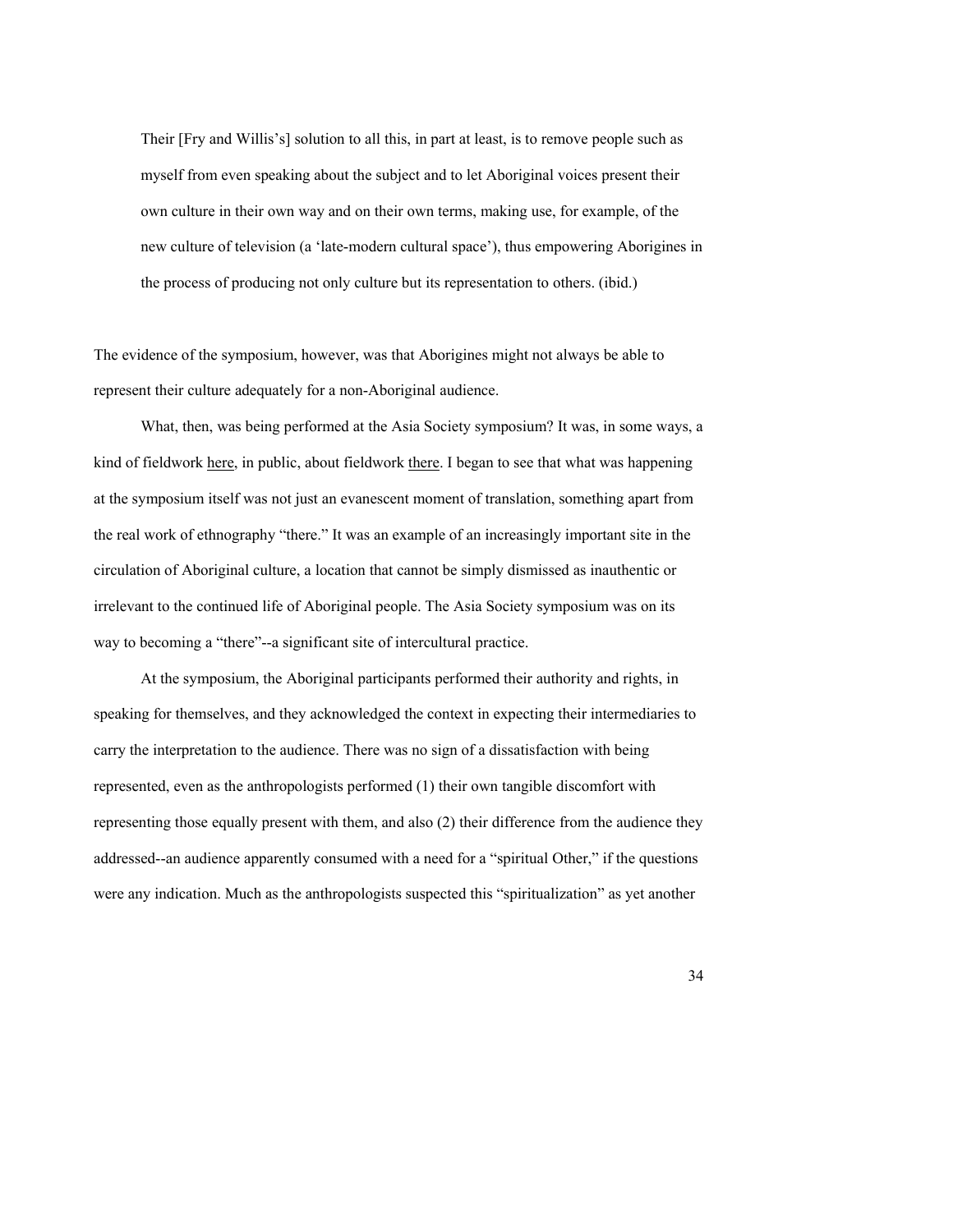> Their [Fry and Willis's] solution to all this, in part at least, is to remove people such as myself from even speaking about the subject and to let Aboriginal voices present their own culture in their own way and on their own terms, making use, for example, of the new culture of television (a 'late-modern cultural space'), thus empowering Aborigines in the process of producing not only culture but its representation to others. (ibid.)

The evidence of the symposium, however, was that Aborigines might not always be able to represent their culture adequately for a non-Aboriginal audience.

What, then, was being performed at the Asia Society symposium? It was, in some ways, a kind of fieldwork <u>here</u>, in public, about fieldwork <u>there</u>. I began to see that what was happening at the symposium itself was not just an evanescent moment of translation, something apart from the real work of ethnography "there." It was an example of an increasingly important site in the circulation of Aboriginal culture, a location that cannot be simply dismissed as inauthentic or irrelevant to the continued life of Aboriginal people. The Asia Society symposium was on its way to becoming a "there"--a significant site of intercultural practice.

At the symposium, the Aboriginal participants performed their authority and rights, in speaking for themselves, and they acknowledged the context in expecting their intermediaries to carry the interpretation to the audience. There was no sign of a dissatisfaction with being represented, even as the anthropologists performed (1) their own tangible discomfort with representing those equally present with them, and also (2) their difference from the audience they addressed--an audience apparently consumed with a need for a "spiritual Other," if the questions were any indication. Much as the anthropologists suspected this "spiritualization" as yet another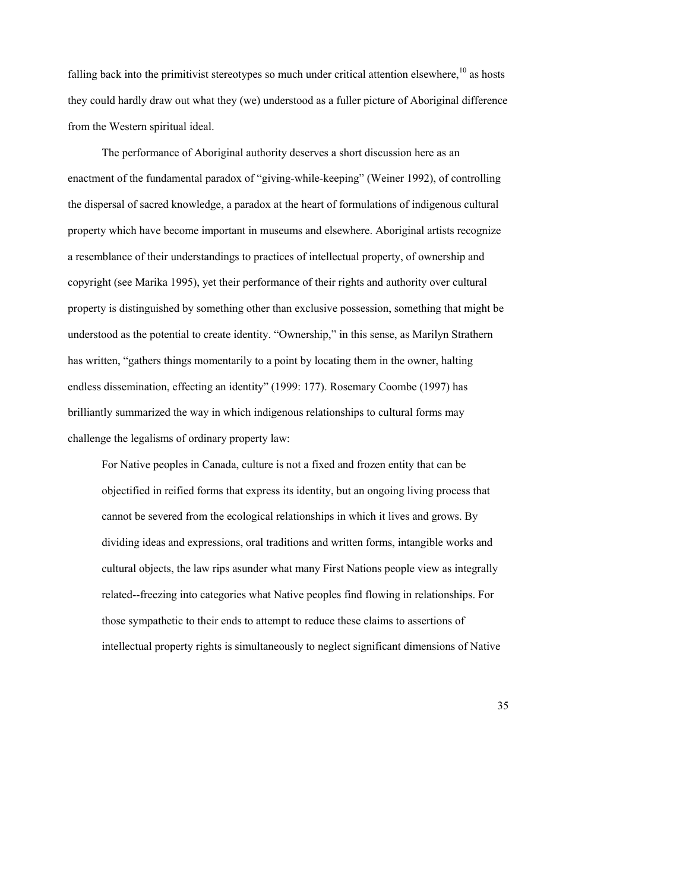falling back into the primitivist stereotypes so much under critical attention elsewhere,[10] as hosts they could hardly draw out what they (we) understood as a fuller picture of Aboriginal difference from the Western spiritual ideal.

The performance of Aboriginal authority deserves a short discussion here as an enactment of the fundamental paradox of "giving-while-keeping" (Weiner 1992), of controlling the dispersal of sacred knowledge, a paradox at the heart of formulations of indigenous cultural property which have become important in museums and elsewhere. Aboriginal artists recognize a resemblance of their understandings to practices of intellectual property, of ownership and copyright (see Marika 1995), yet their performance of their rights and authority over cultural property is distinguished by something other than exclusive possession, something that might be understood as the potential to create identity. "Ownership," in this sense, as Marilyn Strathern has written, "gathers things momentarily to a point by locating them in the owner, halting endless dissemination, effecting an identity" (1999: 177). Rosemary Coombe (1997) has brilliantly summarized the way in which indigenous relationships to cultural forms may challenge the legalisms of ordinary property law:

> For Native peoples in Canada, culture is not a fixed and frozen entity that can be objectified in reified forms that express its identity, but an ongoing living process that cannot be severed from the ecological relationships in which it lives and grows. By dividing ideas and expressions, oral traditions and written forms, intangible works and cultural objects, the law rips asunder what many First Nations people view as integrally related--freezing into categories what Native peoples find flowing in relationships. For those sympathetic to their ends to attempt to reduce these claims to assertions of intellectual property rights is simultaneously to neglect significant dimensions of Native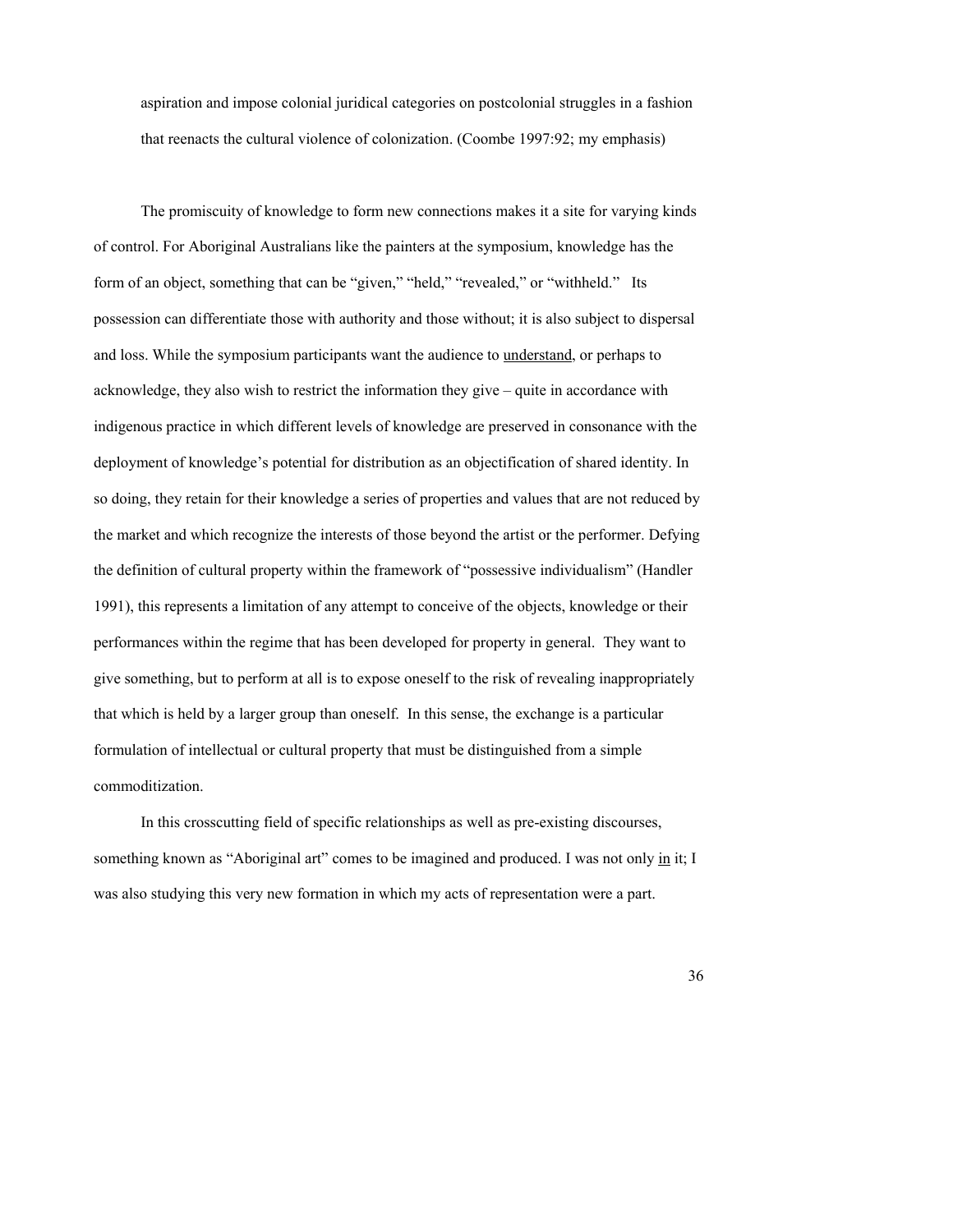> aspiration and impose colonial juridical categories on postcolonial struggles in a fashion that reenacts the cultural violence of colonization. (Coombe 1997:92; my emphasis)

The promiscuity of knowledge to form new connections makes it a site for varying kinds of control. For Aboriginal Australians like the painters at the symposium, knowledge has the form of an object, something that can be "given," "held," "revealed," or "withheld." Its possession can differentiate those with authority and those without; it is also subject to dispersal and loss. While the symposium participants want the audience to <u>understand</u>, or perhaps to acknowledge, they also wish to restrict the information they give – quite in accordance with indigenous practice in which different levels of knowledge are preserved in consonance with the deployment of knowledge's potential for distribution as an objectification of shared identity. In so doing, they retain for their knowledge a series of properties and values that are not reduced by the market and which recognize the interests of those beyond the artist or the performer. Defying the definition of cultural property within the framework of "possessive individualism" (Handler 1991), this represents a limitation of any attempt to conceive of the objects, knowledge or their performances within the regime that has been developed for property in general. They want to give something, but to perform at all is to expose oneself to the risk of revealing inappropriately that which is held by a larger group than oneself. In this sense, the exchange is a particular formulation of intellectual or cultural property that must be distinguished from a simple commoditization.

In this crosscutting field of specific relationships as well as pre-existing discourses, something known as "Aboriginal art" comes to be imagined and produced. I was not only <u>in</u> it; I was also studying this very new formation in which my acts of representation were a part.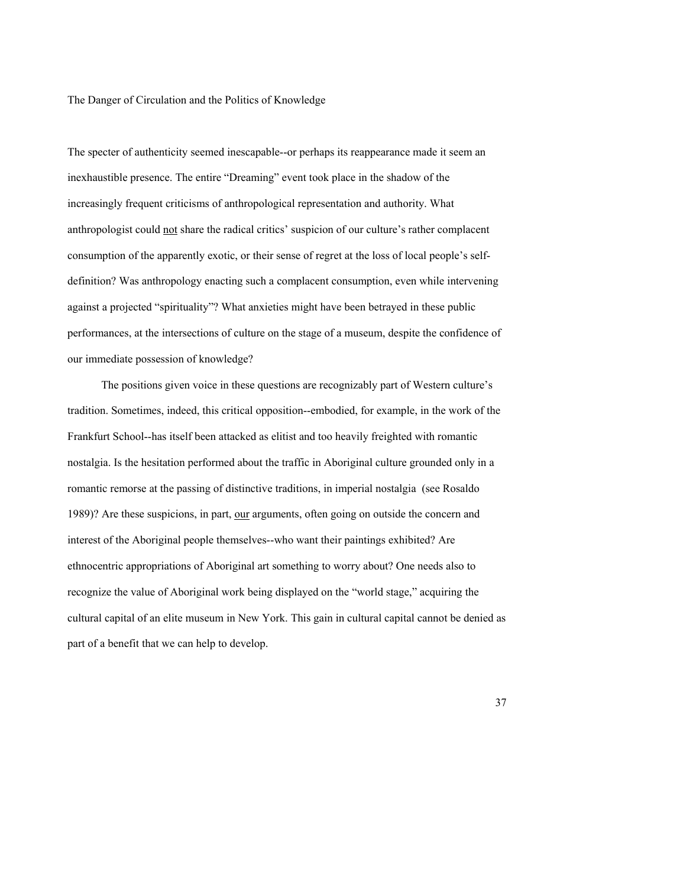## The Danger of Circulation and the Politics of Knowledge

The specter of authenticity seemed inescapable--or perhaps its reappearance made it seem an inexhaustible presence. The entire "Dreaming" event took place in the shadow of the increasingly frequent criticisms of anthropological representation and authority. What anthropologist could <u>not</u> share the radical critics' suspicion of our culture's rather complacent consumption of the apparently exotic, or their sense of regret at the loss of local people's self-definition? Was anthropology enacting such a complacent consumption, even while intervening against a projected "spirituality"? What anxieties might have been betrayed in these public performances, at the intersections of culture on the stage of a museum, despite the confidence of our immediate possession of knowledge?

The positions given voice in these questions are recognizably part of Western culture's tradition. Sometimes, indeed, this critical opposition--embodied, for example, in the work of the Frankfurt School--has itself been attacked as elitist and too heavily freighted with romantic nostalgia. Is the hesitation performed about the traffic in Aboriginal culture grounded only in a romantic remorse at the passing of distinctive traditions, in imperial nostalgia (see Rosaldo 1989)? Are these suspicions, in part, <u>our</u> arguments, often going on outside the concern and interest of the Aboriginal people themselves--who want their paintings exhibited? Are ethnocentric appropriations of Aboriginal art something to worry about? One needs also to recognize the value of Aboriginal work being displayed on the "world stage," acquiring the cultural capital of an elite museum in New York. This gain in cultural capital cannot be denied as part of a benefit that we can help to develop.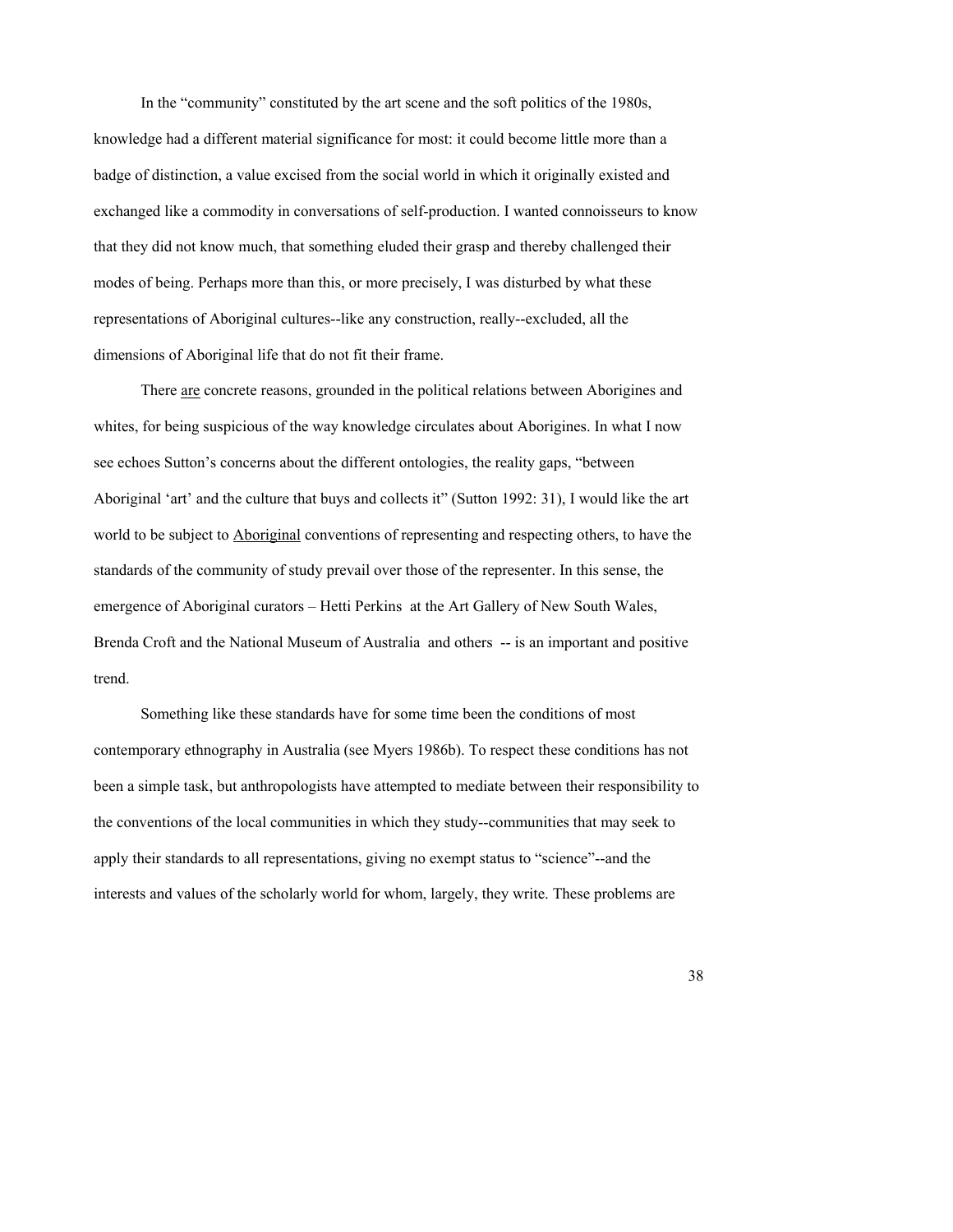In the "community" constituted by the art scene and the soft politics of the 1980s, knowledge had a different material significance for most: it could become little more than a badge of distinction, a value excised from the social world in which it originally existed and exchanged like a commodity in conversations of self-production. I wanted connoisseurs to know that they did not know much, that something eluded their grasp and thereby challenged their modes of being. Perhaps more than this, or more precisely, I was disturbed by what these representations of Aboriginal cultures--like any construction, really--excluded, all the dimensions of Aboriginal life that do not fit their frame.

There <u>are</u> concrete reasons, grounded in the political relations between Aborigines and whites, for being suspicious of the way knowledge circulates about Aborigines. In what I now see echoes Sutton's concerns about the different ontologies, the reality gaps, "between Aboriginal 'art' and the culture that buys and collects it" (Sutton 1992: 31), I would like the art world to be subject to <u>Aboriginal</u> conventions of representing and respecting others, to have the standards of the community of study prevail over those of the representer. In this sense, the emergence of Aboriginal curators – Hetti Perkins at the Art Gallery of New South Wales, Brenda Croft and the National Museum of Australia and others -- is an important and positive trend.

Something like these standards have for some time been the conditions of most contemporary ethnography in Australia (see Myers 1986b). To respect these conditions has not been a simple task, but anthropologists have attempted to mediate between their responsibility to the conventions of the local communities in which they study--communities that may seek to apply their standards to all representations, giving no exempt status to "science"--and the interests and values of the scholarly world for whom, largely, they write. These problems are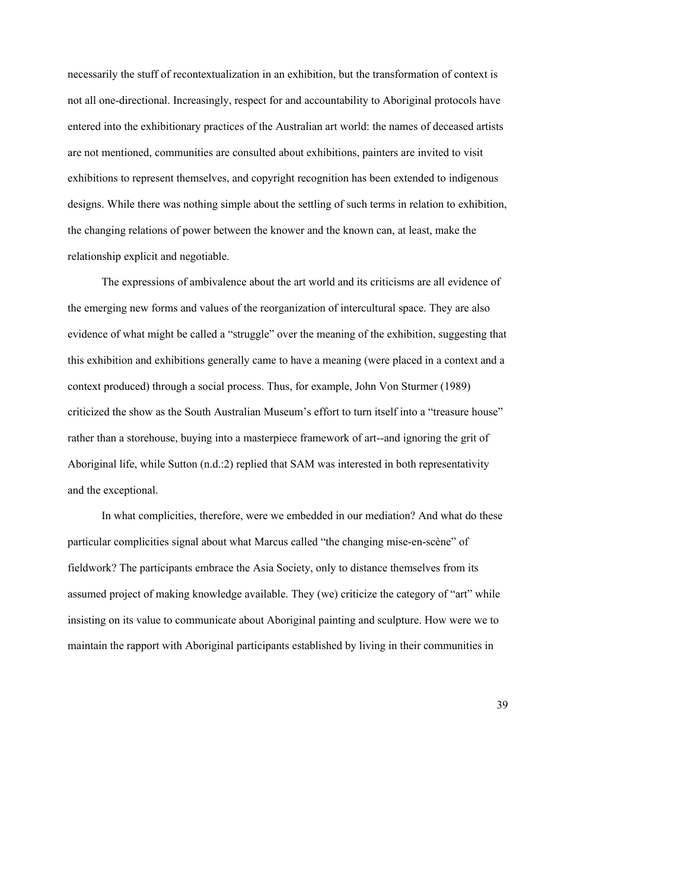necessarily the stuff of recontextualization in an exhibition, but the transformation of context is not all one-directional. Increasingly, respect for and accountability to Aboriginal protocols have entered into the exhibitionary practices of the Australian art world: the names of deceased artists are not mentioned, communities are consulted about exhibitions, painters are invited to visit exhibitions to represent themselves, and copyright recognition has been extended to indigenous designs. While there was nothing simple about the settling of such terms in relation to exhibition, the changing relations of power between the knower and the known can, at least, make the relationship explicit and negotiable.

The expressions of ambivalence about the art world and its criticisms are all evidence of the emerging new forms and values of the reorganization of intercultural space. They are also evidence of what might be called a "struggle" over the meaning of the exhibition, suggesting that this exhibition and exhibitions generally came to have a meaning (were placed in a context and a context produced) through a social process. Thus, for example, John Von Sturmer (1989) criticized the show as the South Australian Museum's effort to turn itself into a "treasure house" rather than a storehouse, buying into a masterpiece framework of art--and ignoring the grit of Aboriginal life, while Sutton (n.d.:2) replied that SAM was interested in both representativity and the exceptional.

In what complicities, therefore, were we embedded in our mediation? And what do these particular complicities signal about what Marcus called "the changing mise-en-scène" of fieldwork? The participants embrace the Asia Society, only to distance themselves from its assumed project of making knowledge available. They (we) criticize the category of "art" while insisting on its value to communicate about Aboriginal painting and sculpture. How were we to maintain the rapport with Aboriginal participants established by living in their communities in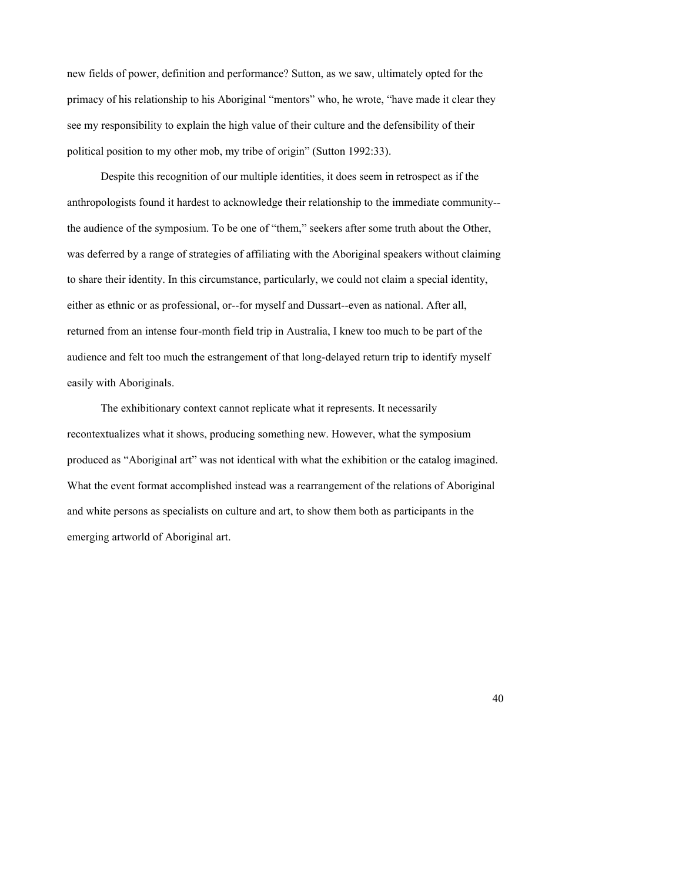new fields of power, definition and performance? Sutton, as we saw, ultimately opted for the primacy of his relationship to his Aboriginal "mentors" who, he wrote, "have made it clear they see my responsibility to explain the high value of their culture and the defensibility of their political position to my other mob, my tribe of origin" (Sutton 1992:33).

Despite this recognition of our multiple identities, it does seem in retrospect as if the anthropologists found it hardest to acknowledge their relationship to the immediate community--the audience of the symposium. To be one of "them," seekers after some truth about the Other, was deferred by a range of strategies of affiliating with the Aboriginal speakers without claiming to share their identity. In this circumstance, particularly, we could not claim a special identity, either as ethnic or as professional, or--for myself and Dussart--even as national. After all, returned from an intense four-month field trip in Australia, I knew too much to be part of the audience and felt too much the estrangement of that long-delayed return trip to identify myself easily with Aboriginals.

The exhibitionary context cannot replicate what it represents. It necessarily recontextualizes what it shows, producing something new. However, what the symposium produced as "Aboriginal art" was not identical with what the exhibition or the catalog imagined. What the event format accomplished instead was a rearrangement of the relations of Aboriginal and white persons as specialists on culture and art, to show them both as participants in the emerging artworld of Aboriginal art.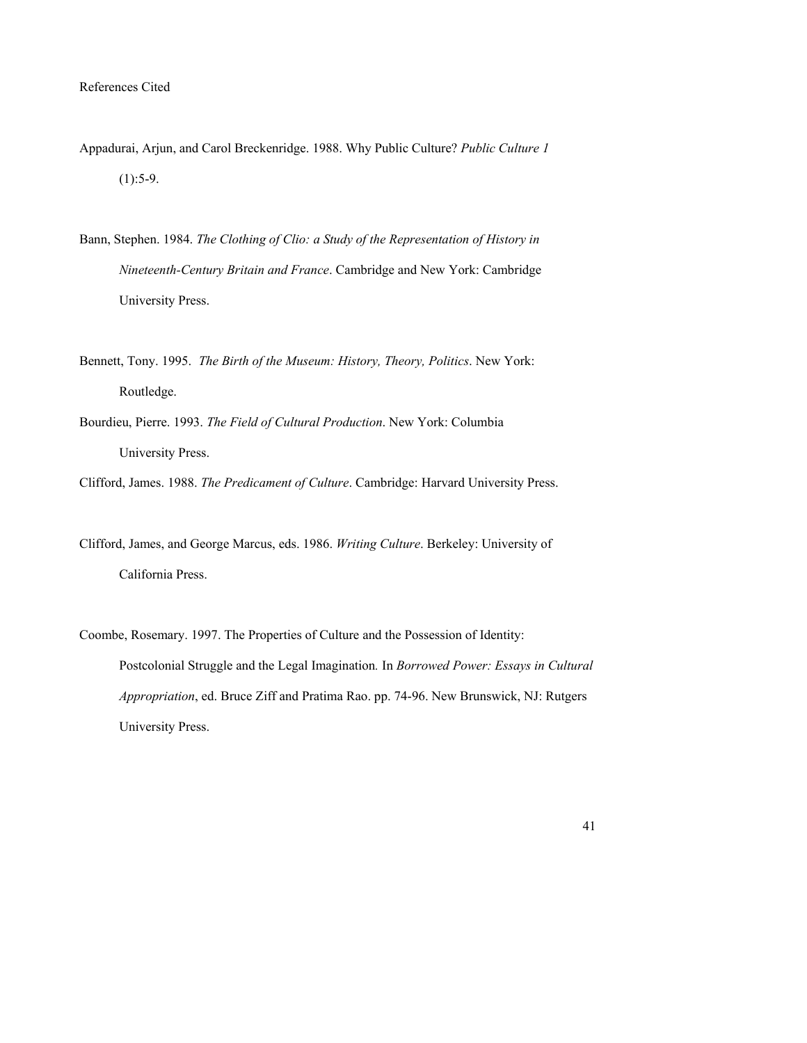References Cited

Appadurai, Arjun, and Carol Breckenridge. 1988. Why Public Culture? *Public Culture 1* (1):5-9.

Bann, Stephen. 1984. *The Clothing of Clio: a Study of the Representation of History in Nineteenth-Century Britain and France*. Cambridge and New York: Cambridge University Press.

Bennett, Tony. 1995. *The Birth of the Museum: History, Theory, Politics*. New York: Routledge.

Bourdieu, Pierre. 1993. *The Field of Cultural Production*. New York: Columbia University Press.

Clifford, James. 1988. *The Predicament of Culture*. Cambridge: Harvard University Press.

Clifford, James, and George Marcus, eds. 1986. *Writing Culture*. Berkeley: University of California Press.

Coombe, Rosemary. 1997. The Properties of Culture and the Possession of Identity: Postcolonial Struggle and the Legal Imagination. In *Borrowed Power: Essays in Cultural Appropriation*, ed. Bruce Ziff and Pratima Rao. pp. 74-96. New Brunswick, NJ: Rutgers University Press.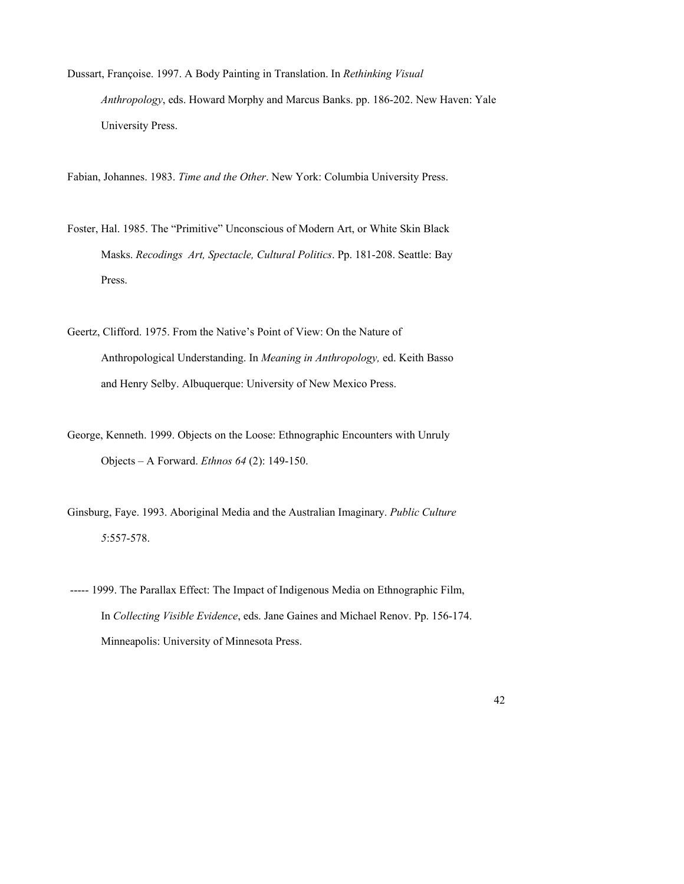Dussart, Françoise. 1997. A Body Painting in Translation. In *Rethinking Visual Anthropology*, eds. Howard Morphy and Marcus Banks. pp. 186-202. New Haven: Yale University Press.

Fabian, Johannes. 1983. *Time and the Other*. New York: Columbia University Press.

Foster, Hal. 1985. The "Primitive" Unconscious of Modern Art, or White Skin Black Masks. *Recodings Art, Spectacle, Cultural Politics*. Pp. 181-208. Seattle: Bay Press.

Geertz, Clifford. 1975. From the Native's Point of View: On the Nature of Anthropological Understanding. In *Meaning in Anthropology,* ed. Keith Basso and Henry Selby. Albuquerque: University of New Mexico Press.

George, Kenneth. 1999. Objects on the Loose: Ethnographic Encounters with Unruly Objects – A Forward. *Ethnos 64* (2): 149-150.

Ginsburg, Faye. 1993. Aboriginal Media and the Australian Imaginary. *Public Culture 5*:557-578.

----- 1999. The Parallax Effect: The Impact of Indigenous Media on Ethnographic Film, In *Collecting Visible Evidence*, eds. Jane Gaines and Michael Renov. Pp. 156-174. Minneapolis: University of Minnesota Press.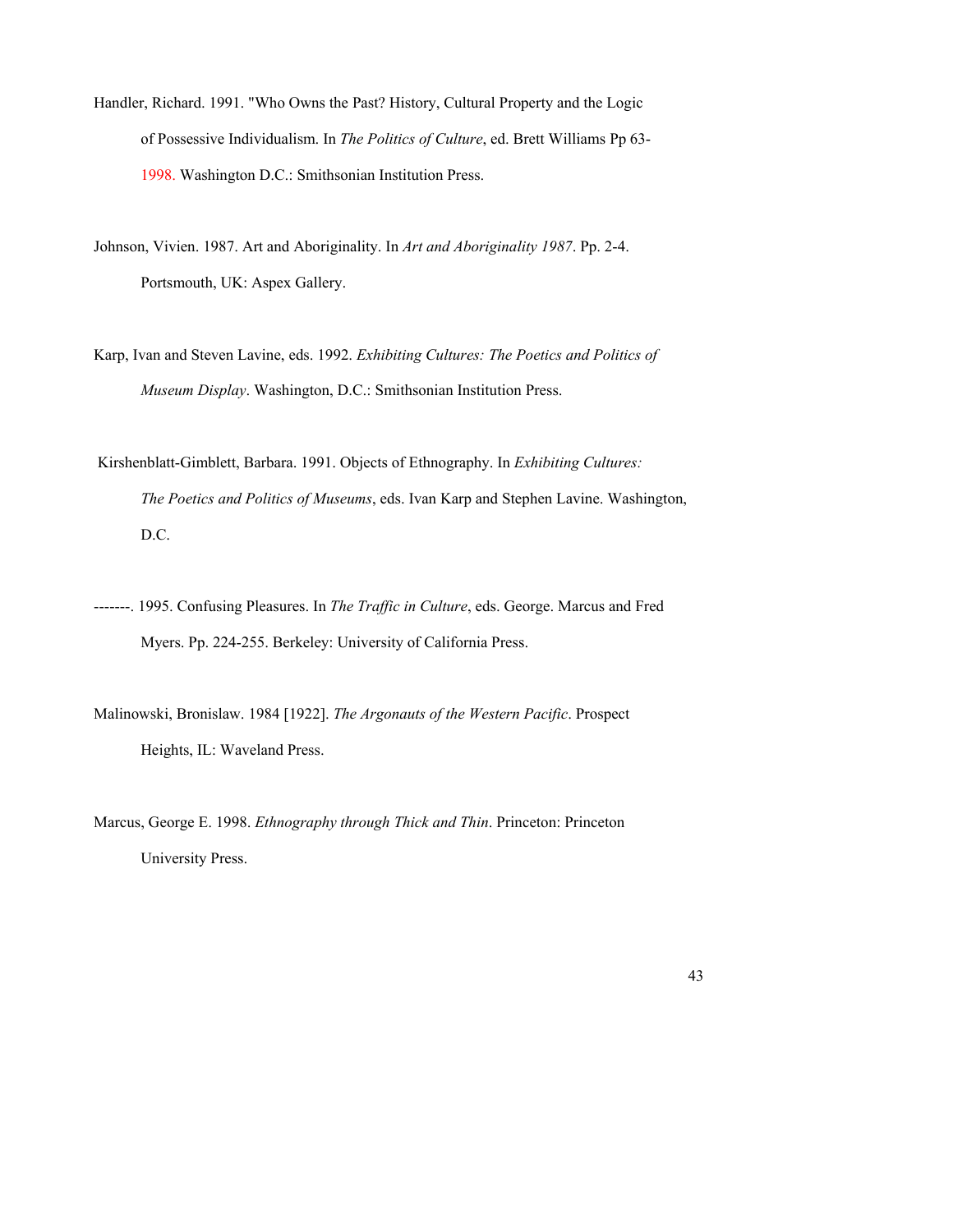Handler, Richard. 1991. "Who Owns the Past? History, Cultural Property and the Logic of Possessive Individualism. In *The Politics of Culture*, ed. Brett Williams Pp 63-1998. Washington D.C.: Smithsonian Institution Press.

Johnson, Vivien. 1987. Art and Aboriginality. In *Art and Aboriginality 1987*. Pp. 2-4. Portsmouth, UK: Aspex Gallery.

Karp, Ivan and Steven Lavine, eds. 1992. *Exhibiting Cultures: The Poetics and Politics of Museum Display*. Washington, D.C.: Smithsonian Institution Press.

Kirshenblatt-Gimblett, Barbara. 1991. Objects of Ethnography. In *Exhibiting Cultures: The Poetics and Politics of Museums*, eds. Ivan Karp and Stephen Lavine. Washington, D.C.

-------. 1995. Confusing Pleasures. In *The Traffic in Culture*, eds. George. Marcus and Fred Myers. Pp. 224-255. Berkeley: University of California Press.

Malinowski, Bronislaw. 1984 [1922]. *The Argonauts of the Western Pacific*. Prospect Heights, IL: Waveland Press.

Marcus, George E. 1998. *Ethnography through Thick and Thin*. Princeton: Princeton University Press.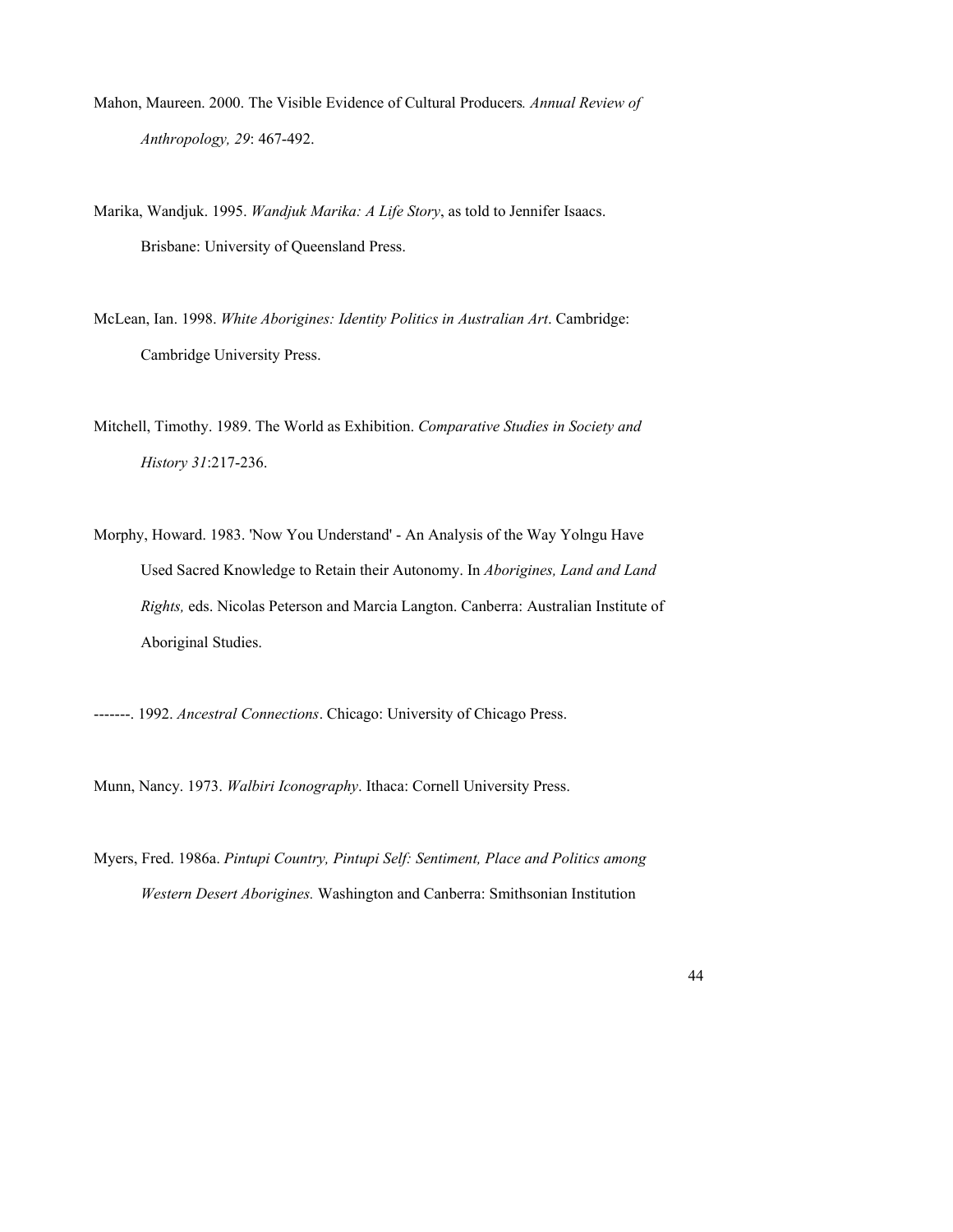Mahon, Maureen. 2000. The Visible Evidence of Cultural Producers*. Annual Review of Anthropology, 29*: 467-492.

Marika, Wandjuk. 1995. *Wandjuk Marika: A Life Story*, as told to Jennifer Isaacs. Brisbane: University of Queensland Press.

McLean, Ian. 1998. *White Aborigines: Identity Politics in Australian Art*. Cambridge: Cambridge University Press.

Mitchell, Timothy. 1989. The World as Exhibition. *Comparative Studies in Society and History 31*:217-236.

Morphy, Howard. 1983. 'Now You Understand' - An Analysis of the Way Yolngu Have Used Sacred Knowledge to Retain their Autonomy. In *Aborigines, Land and Land Rights,* eds. Nicolas Peterson and Marcia Langton. Canberra: Australian Institute of Aboriginal Studies.

-------. 1992. *Ancestral Connections*. Chicago: University of Chicago Press.

Munn, Nancy. 1973. *Walbiri Iconography*. Ithaca: Cornell University Press.

Myers, Fred. 1986a. *Pintupi Country, Pintupi Self: Sentiment, Place and Politics among Western Desert Aborigines.* Washington and Canberra: Smithsonian Institution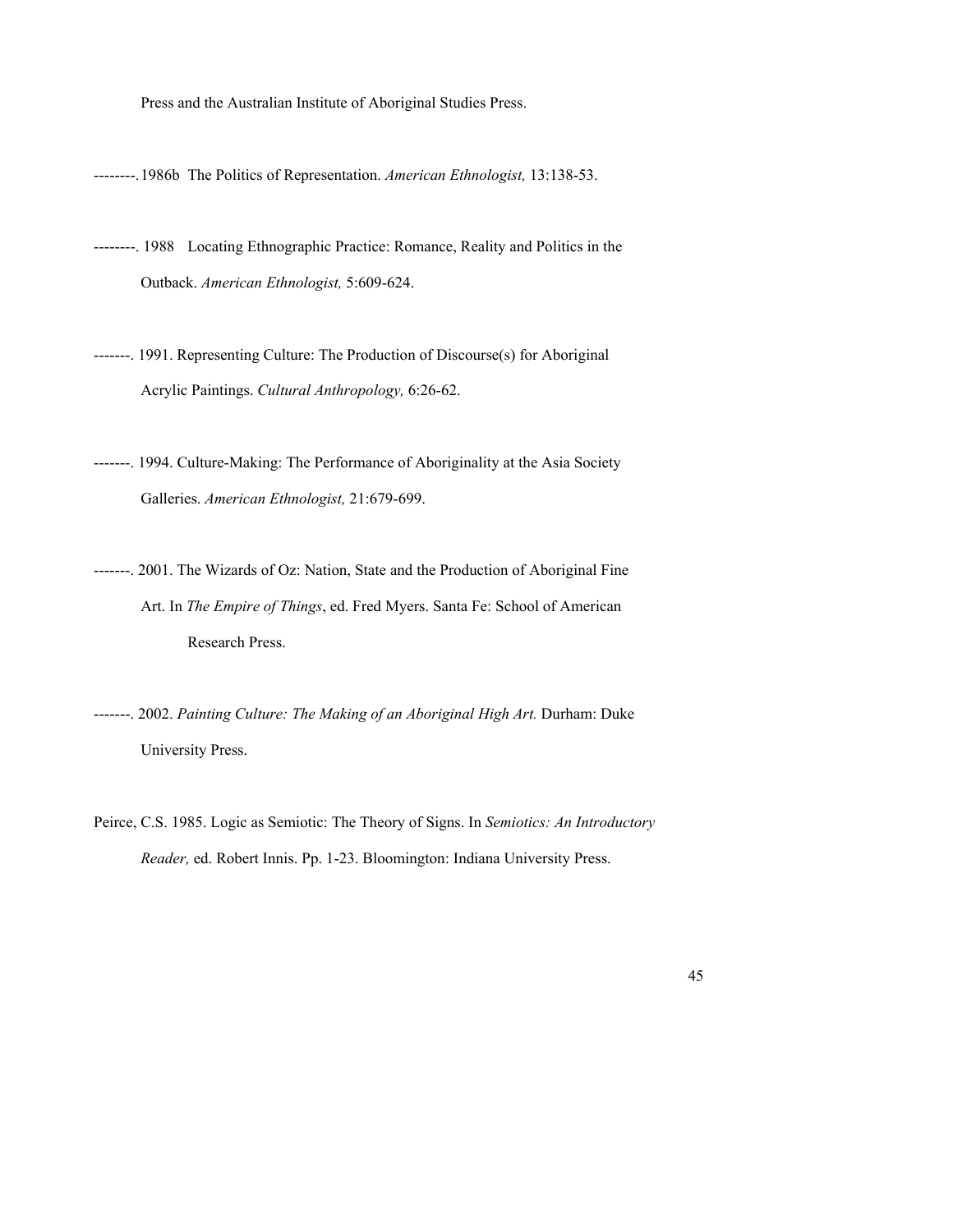Press and the Australian Institute of Aboriginal Studies Press.

--------. 1986b The Politics of Representation. *American Ethnologist,* 13:138-53.

--------. 1988 Locating Ethnographic Practice: Romance, Reality and Politics in the Outback. *American Ethnologist,* 5:609-624.

-------. 1991. Representing Culture: The Production of Discourse(s) for Aboriginal Acrylic Paintings. *Cultural Anthropology,* 6:26-62.

-------. 1994. Culture-Making: The Performance of Aboriginality at the Asia Society Galleries. *American Ethnologist,* 21:679-699.

-------. 2001. The Wizards of Oz: Nation, State and the Production of Aboriginal Fine Art. In *The Empire of Things*, ed. Fred Myers. Santa Fe: School of American Research Press.

-------. 2002. *Painting Culture: The Making of an Aboriginal High Art.* Durham: Duke University Press.

Peirce, C.S. 1985. Logic as Semiotic: The Theory of Signs. In *Semiotics: An Introductory Reader,* ed. Robert Innis. Pp. 1-23. Bloomington: Indiana University Press.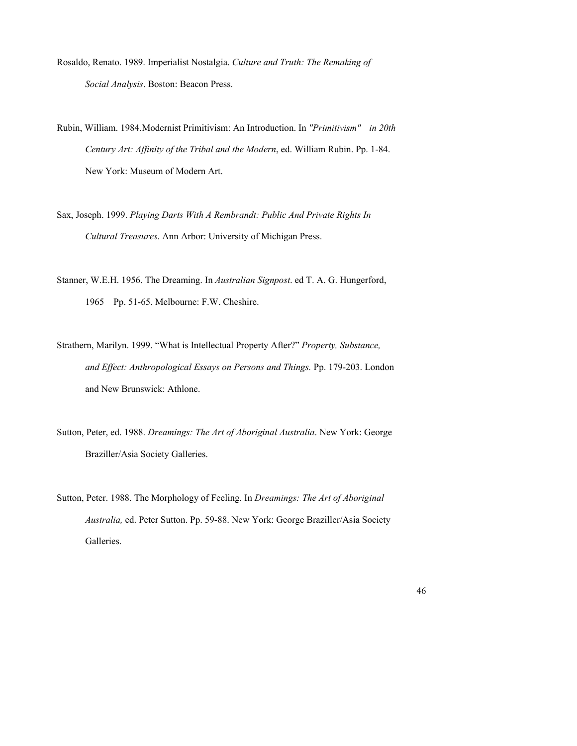Rosaldo, Renato. 1989. Imperialist Nostalgia. *Culture and Truth: The Remaking of Social Analysis*. Boston: Beacon Press.

Rubin, William. 1984.Modernist Primitivism: An Introduction. In *"Primitivism" in 20th Century Art: Affinity of the Tribal and the Modern*, ed. William Rubin. Pp. 1-84. New York: Museum of Modern Art.

Sax, Joseph. 1999. *Playing Darts With A Rembrandt: Public And Private Rights In Cultural Treasures*. Ann Arbor: University of Michigan Press.

Stanner, W.E.H. 1956. The Dreaming. In *Australian Signpost*. ed T. A. G. Hungerford, 1965 Pp. 51-65. Melbourne: F.W. Cheshire.

Strathern, Marilyn. 1999. "What is Intellectual Property After?" *Property, Substance, and Effect: Anthropological Essays on Persons and Things.* Pp. 179-203. London and New Brunswick: Athlone.

Sutton, Peter, ed. 1988. *Dreamings: The Art of Aboriginal Australia*. New York: George Braziller/Asia Society Galleries.

Sutton, Peter. 1988. The Morphology of Feeling. In *Dreamings: The Art of Aboriginal Australia,* ed. Peter Sutton. Pp. 59-88. New York: George Braziller/Asia Society Galleries.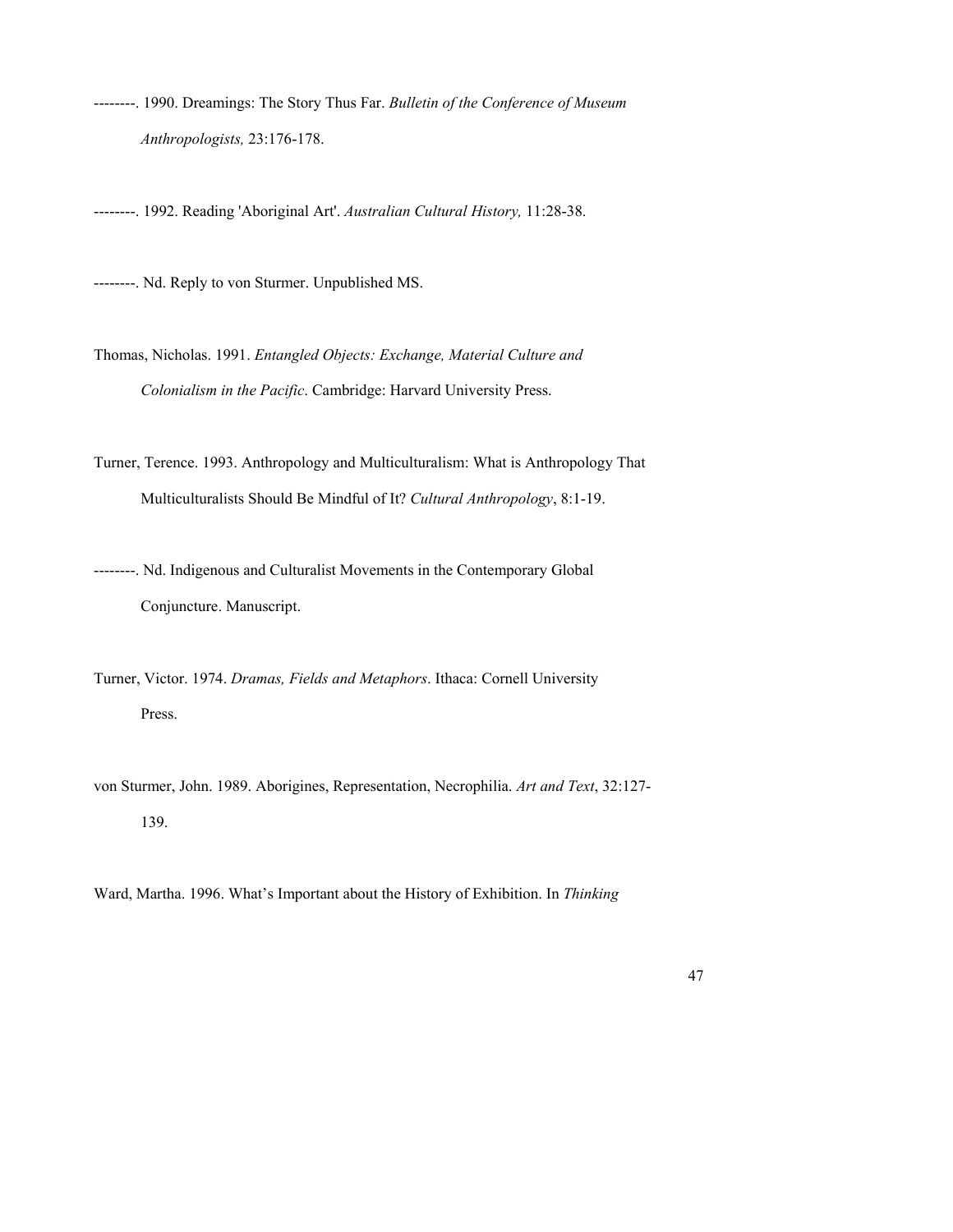--------. 1990. Dreamings: The Story Thus Far. *Bulletin of the Conference of Museum Anthropologists,* 23:176-178.

--------. 1992. Reading 'Aboriginal Art'. *Australian Cultural History,* 11:28-38.

--------. Nd. Reply to von Sturmer. Unpublished MS.

Thomas, Nicholas. 1991. *Entangled Objects: Exchange, Material Culture and Colonialism in the Pacific*. Cambridge: Harvard University Press.

Turner, Terence. 1993. Anthropology and Multiculturalism: What is Anthropology That Multiculturalists Should Be Mindful of It? *Cultural Anthropology*, 8:1-19.

--------. Nd. Indigenous and Culturalist Movements in the Contemporary Global Conjuncture. Manuscript.

Turner, Victor. 1974. *Dramas, Fields and Metaphors*. Ithaca: Cornell University Press.

von Sturmer, John. 1989. Aborigines, Representation, Necrophilia. *Art and Text*, 32:127-139.

Ward, Martha. 1996. What's Important about the History of Exhibition. In *Thinking*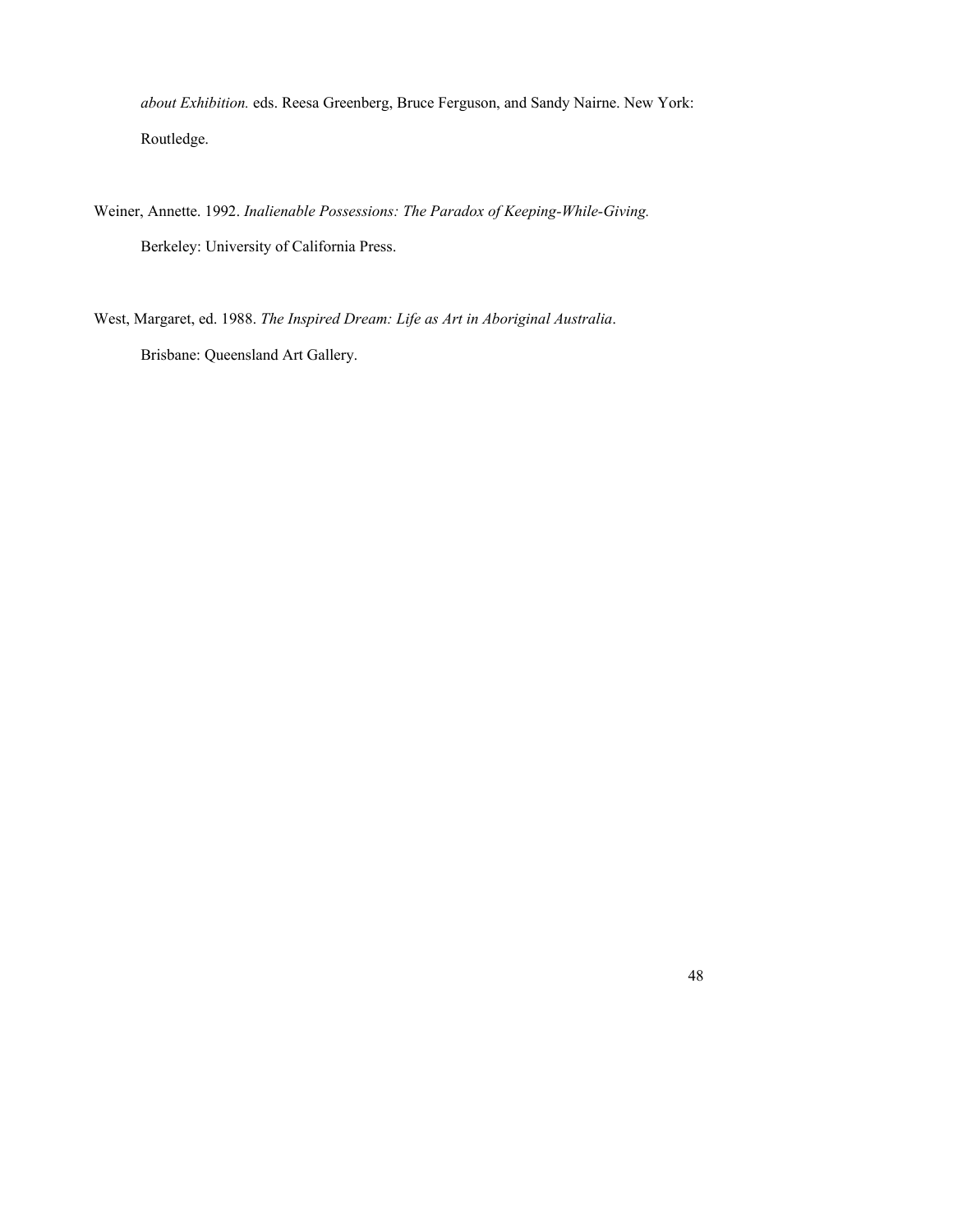*about Exhibition.* eds. Reesa Greenberg, Bruce Ferguson, and Sandy Nairne. New York: Routledge.

Weiner, Annette. 1992. *Inalienable Possessions: The Paradox of Keeping-While-Giving.* Berkeley: University of California Press.

West, Margaret, ed. 1988. *The Inspired Dream: Life as Art in Aboriginal Australia*. Brisbane: Queensland Art Gallery.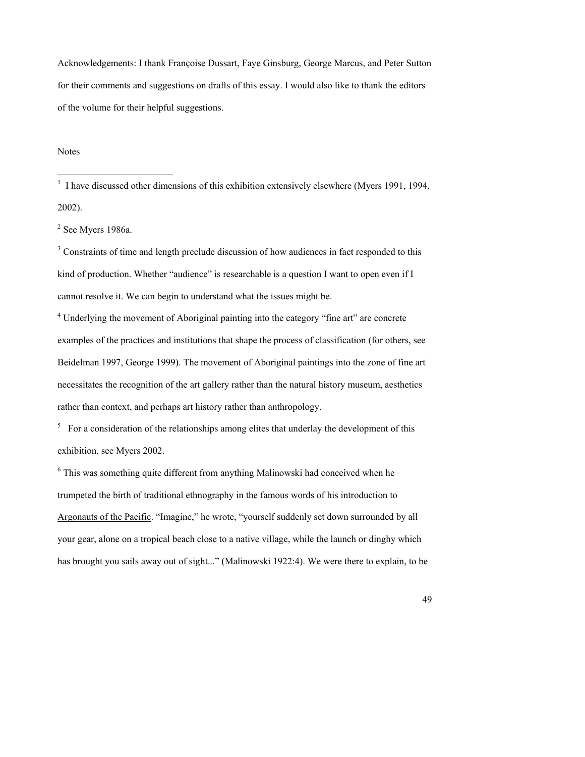Acknowledgements: I thank Françoise Dussart, Faye Ginsburg, George Marcus, and Peter Sutton for their comments and suggestions on drafts of this essay. I would also like to thank the editors of the volume for their helpful suggestions.

Notes

[1] I have discussed other dimensions of this exhibition extensively elsewhere (Myers 1991, 1994, 2002).

[2] See Myers 1986a.

[3] Constraints of time and length preclude discussion of how audiences in fact responded to this kind of production. Whether "audience" is researchable is a question I want to open even if I cannot resolve it. We can begin to understand what the issues might be.

[4] Underlying the movement of Aboriginal painting into the category "fine art" are concrete examples of the practices and institutions that shape the process of classification (for others, see Beidelman 1997, George 1999). The movement of Aboriginal paintings into the zone of fine art necessitates the recognition of the art gallery rather than the natural history museum, aesthetics rather than context, and perhaps art history rather than anthropology.

[5] For a consideration of the relationships among elites that underlay the development of this exhibition, see Myers 2002.

[6] This was something quite different from anything Malinowski had conceived when he trumpeted the birth of traditional ethnography in the famous words of his introduction to Argonauts of the Pacific. "Imagine," he wrote, "yourself suddenly set down surrounded by all your gear, alone on a tropical beach close to a native village, while the launch or dinghy which has brought you sails away out of sight..." (Malinowski 1922:4). We were there to explain, to be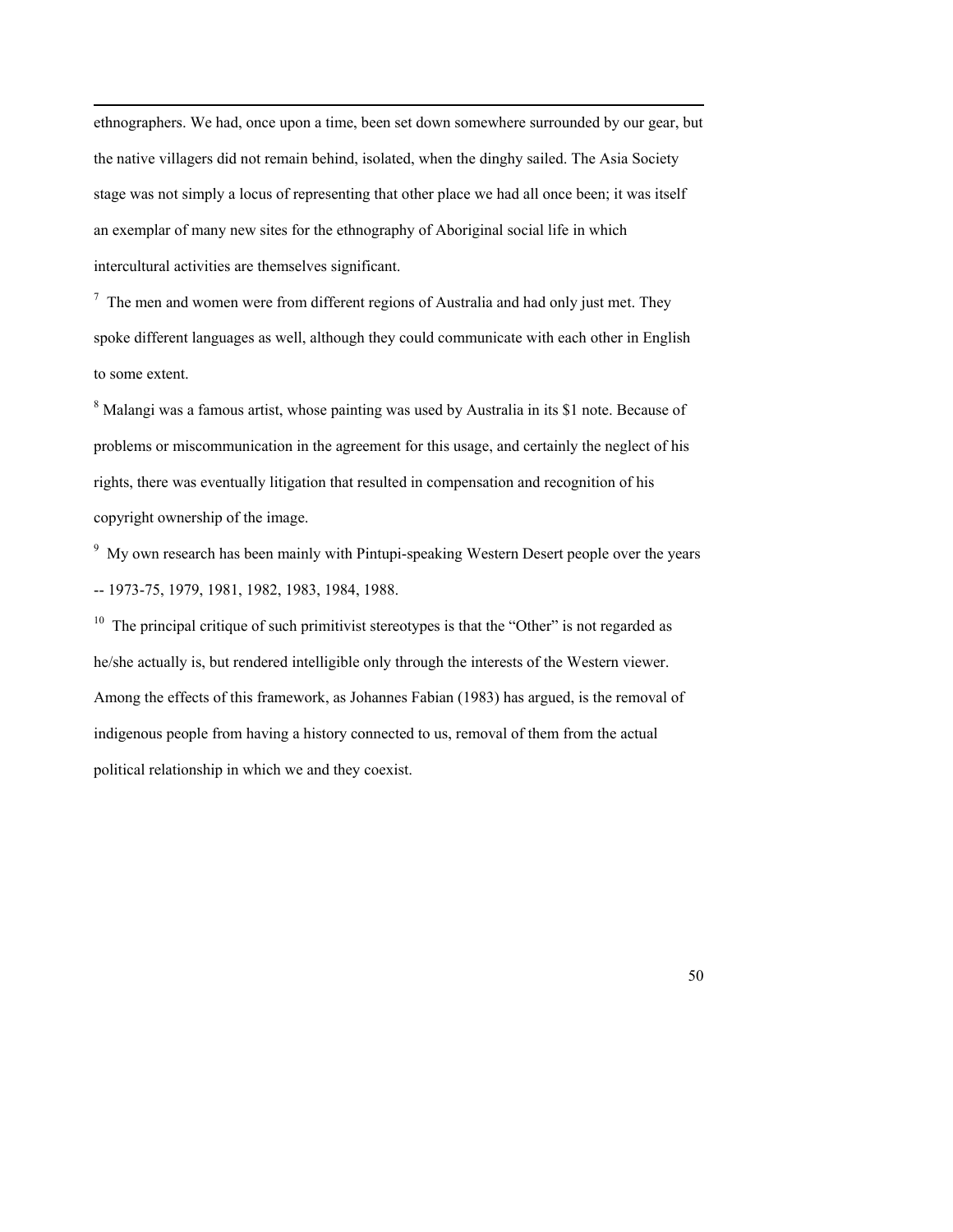ethnographers. We had, once upon a time, been set down somewhere surrounded by our gear, but the native villagers did not remain behind, isolated, when the dinghy sailed. The Asia Society stage was not simply a locus of representing that other place we had all once been; it was itself an exemplar of many new sites for the ethnography of Aboriginal social life in which intercultural activities are themselves significant.

[7] The men and women were from different regions of Australia and had only just met. They spoke different languages as well, although they could communicate with each other in English to some extent.

[8] Malangi was a famous artist, whose painting was used by Australia in its $1 note. Because of problems or miscommunication in the agreement for this usage, and certainly the neglect of his rights, there was eventually litigation that resulted in compensation and recognition of his copyright ownership of the image.

[9] My own research has been mainly with Pintupi-speaking Western Desert people over the years -- 1973-75, 1979, 1981, 1982, 1983, 1984, 1988.

[10] The principal critique of such primitivist stereotypes is that the "Other" is not regarded as he/she actually is, but rendered intelligible only through the interests of the Western viewer. Among the effects of this framework, as Johannes Fabian (1983) has argued, is the removal of indigenous people from having a history connected to us, removal of them from the actual political relationship in which we and they coexist.